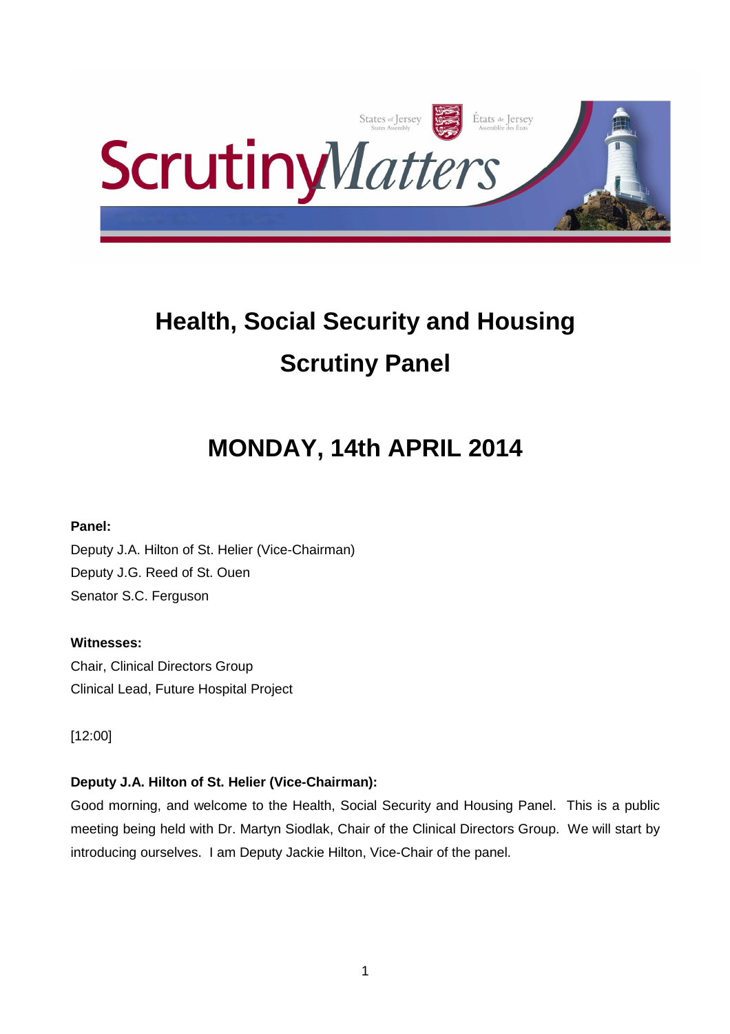# Health, Social Security and Housing Scrutiny Panel

## MONDAY, 14th APRIL 2014

**Panel:**

Deputy J.A. Hilton of St. Helier (Vice-Chairman)
Deputy J.G. Reed of St. Ouen
Senator S.C. Ferguson

**Witnesses:**

Chair, Clinical Directors Group
Clinical Lead, Future Hospital Project

[12:00]

**Deputy J.A. Hilton of St. Helier (Vice-Chairman):**

Good morning, and welcome to the Health, Social Security and Housing Panel. This is a public meeting being held with Dr. Martyn Siodlak, Chair of the Clinical Directors Group. We will start by introducing ourselves. I am Deputy Jackie Hilton, Vice-Chair of the panel.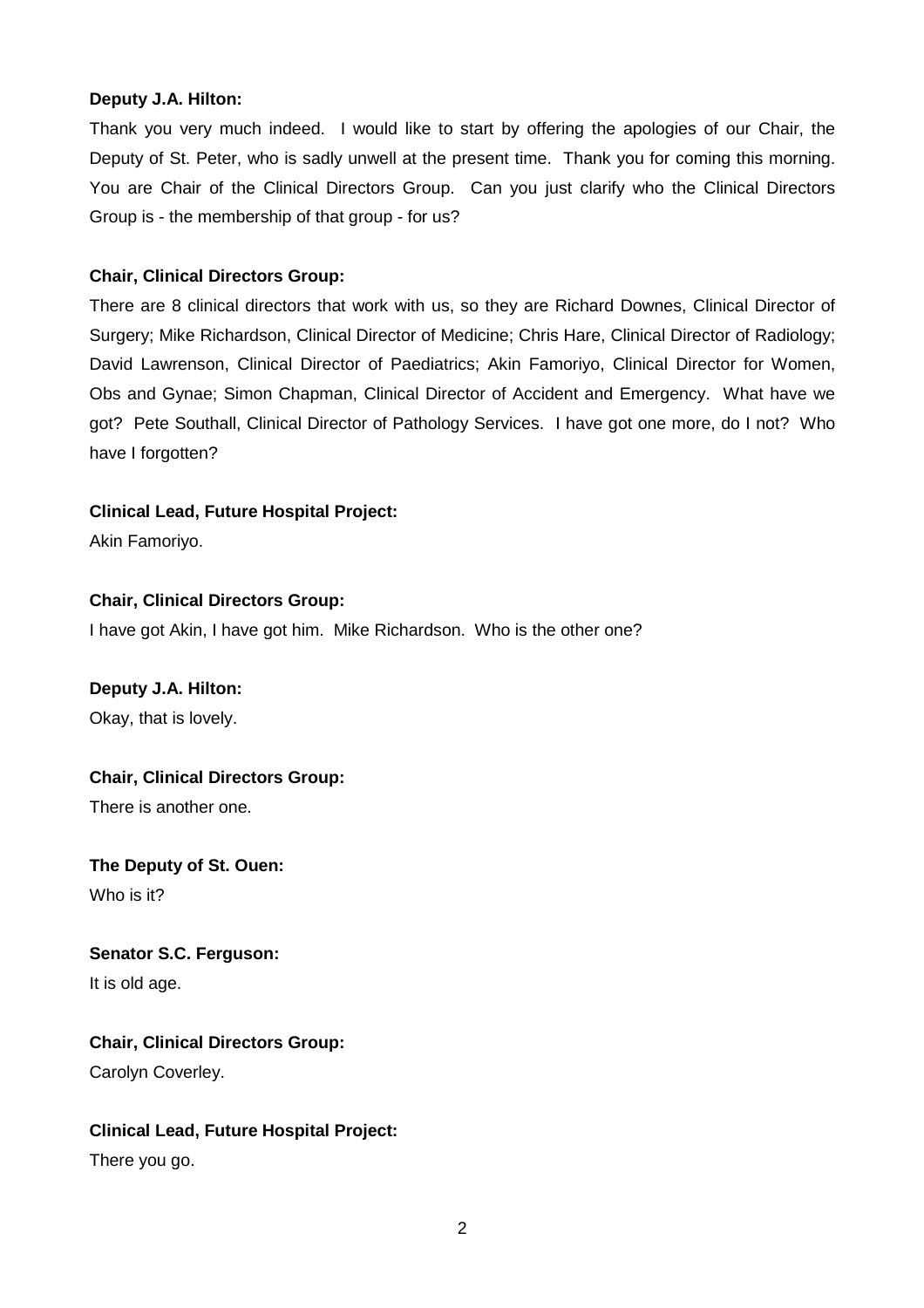**Deputy J.A. Hilton:**

Thank you very much indeed. I would like to start by offering the apologies of our Chair, the Deputy of St. Peter, who is sadly unwell at the present time. Thank you for coming this morning. You are Chair of the Clinical Directors Group. Can you just clarify who the Clinical Directors Group is - the membership of that group - for us?

**Chair, Clinical Directors Group:**

There are 8 clinical directors that work with us, so they are Richard Downes, Clinical Director of Surgery; Mike Richardson, Clinical Director of Medicine; Chris Hare, Clinical Director of Radiology; David Lawrenson, Clinical Director of Paediatrics; Akin Famoriyo, Clinical Director for Women, Obs and Gynae; Simon Chapman, Clinical Director of Accident and Emergency. What have we got? Pete Southall, Clinical Director of Pathology Services. I have got one more, do I not? Who have I forgotten?

**Clinical Lead, Future Hospital Project:**

Akin Famoriyo.

**Chair, Clinical Directors Group:**

I have got Akin, I have got him. Mike Richardson. Who is the other one?

**Deputy J.A. Hilton:**

Okay, that is lovely.

**Chair, Clinical Directors Group:**

There is another one.

**The Deputy of St. Ouen:**

Who is it?

**Senator S.C. Ferguson:**

It is old age.

**Chair, Clinical Directors Group:**

Carolyn Coverley.

**Clinical Lead, Future Hospital Project:**

There you go.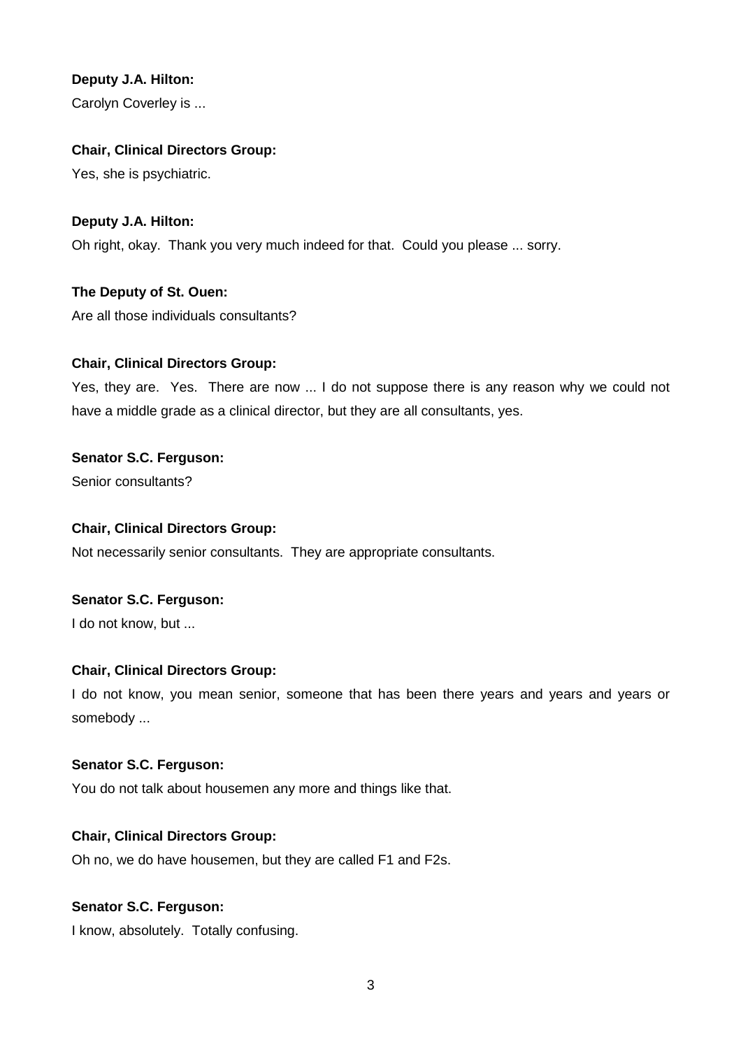**Deputy J.A. Hilton:**

Carolyn Coverley is ...

**Chair, Clinical Directors Group:**

Yes, she is psychiatric.

**Deputy J.A. Hilton:**

Oh right, okay. Thank you very much indeed for that. Could you please ... sorry.

**The Deputy of St. Ouen:**

Are all those individuals consultants?

**Chair, Clinical Directors Group:**

Yes, they are. Yes. There are now ... I do not suppose there is any reason why we could not have a middle grade as a clinical director, but they are all consultants, yes.

**Senator S.C. Ferguson:**

Senior consultants?

**Chair, Clinical Directors Group:**

Not necessarily senior consultants. They are appropriate consultants.

**Senator S.C. Ferguson:**

I do not know, but ...

**Chair, Clinical Directors Group:**

I do not know, you mean senior, someone that has been there years and years and years or somebody ...

**Senator S.C. Ferguson:**

You do not talk about housemen any more and things like that.

**Chair, Clinical Directors Group:**

Oh no, we do have housemen, but they are called F1 and F2s.

**Senator S.C. Ferguson:**

I know, absolutely. Totally confusing.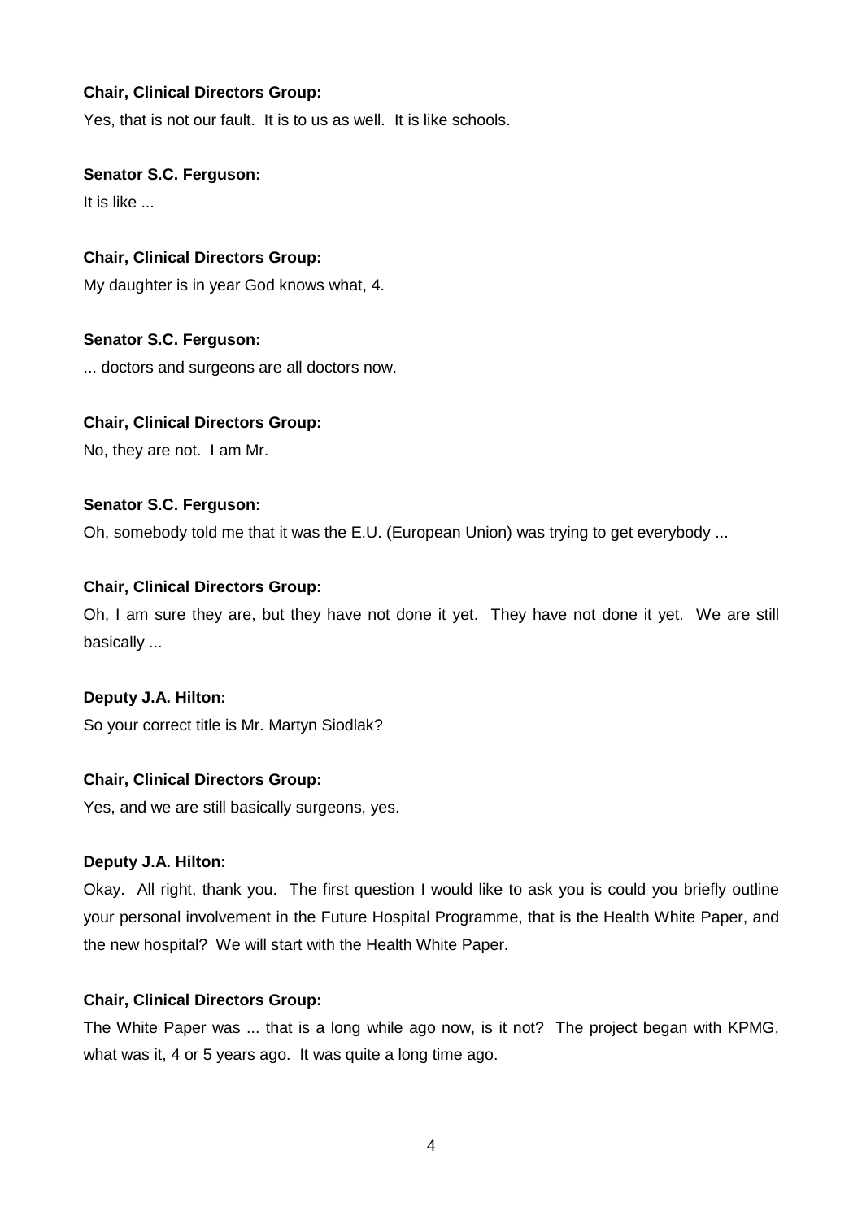**Chair, Clinical Directors Group:**

Yes, that is not our fault. It is to us as well. It is like schools.

**Senator S.C. Ferguson:**

It is like ...

**Chair, Clinical Directors Group:**

My daughter is in year God knows what, 4.

**Senator S.C. Ferguson:**

... doctors and surgeons are all doctors now.

**Chair, Clinical Directors Group:**

No, they are not. I am Mr.

**Senator S.C. Ferguson:**

Oh, somebody told me that it was the E.U. (European Union) was trying to get everybody ...

**Chair, Clinical Directors Group:**

Oh, I am sure they are, but they have not done it yet. They have not done it yet. We are still basically ...

**Deputy J.A. Hilton:**

So your correct title is Mr. Martyn Siodlak?

**Chair, Clinical Directors Group:**

Yes, and we are still basically surgeons, yes.

**Deputy J.A. Hilton:**

Okay. All right, thank you. The first question I would like to ask you is could you briefly outline your personal involvement in the Future Hospital Programme, that is the Health White Paper, and the new hospital? We will start with the Health White Paper.

**Chair, Clinical Directors Group:**

The White Paper was ... that is a long while ago now, is it not? The project began with KPMG, what was it, 4 or 5 years ago. It was quite a long time ago.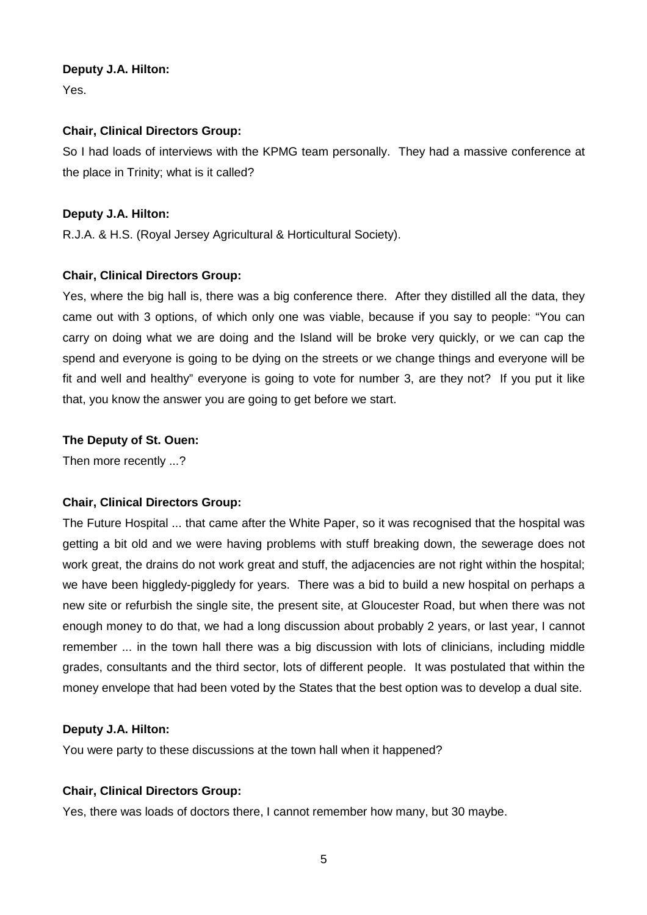**Deputy J.A. Hilton:**

Yes.

**Chair, Clinical Directors Group:**

So I had loads of interviews with the KPMG team personally. They had a massive conference at the place in Trinity; what is it called?

**Deputy J.A. Hilton:**

R.J.A. & H.S. (Royal Jersey Agricultural & Horticultural Society).

**Chair, Clinical Directors Group:**

Yes, where the big hall is, there was a big conference there. After they distilled all the data, they came out with 3 options, of which only one was viable, because if you say to people: "You can carry on doing what we are doing and the Island will be broke very quickly, or we can cap the spend and everyone is going to be dying on the streets or we change things and everyone will be fit and well and healthy" everyone is going to vote for number 3, are they not? If you put it like that, you know the answer you are going to get before we start.

**The Deputy of St. Ouen:**

Then more recently ...?

**Chair, Clinical Directors Group:**

The Future Hospital ... that came after the White Paper, so it was recognised that the hospital was getting a bit old and we were having problems with stuff breaking down, the sewerage does not work great, the drains do not work great and stuff, the adjacencies are not right within the hospital; we have been higgledy-piggledy for years. There was a bid to build a new hospital on perhaps a new site or refurbish the single site, the present site, at Gloucester Road, but when there was not enough money to do that, we had a long discussion about probably 2 years, or last year, I cannot remember ... in the town hall there was a big discussion with lots of clinicians, including middle grades, consultants and the third sector, lots of different people. It was postulated that within the money envelope that had been voted by the States that the best option was to develop a dual site.

**Deputy J.A. Hilton:**

You were party to these discussions at the town hall when it happened?

**Chair, Clinical Directors Group:**

Yes, there was loads of doctors there, I cannot remember how many, but 30 maybe.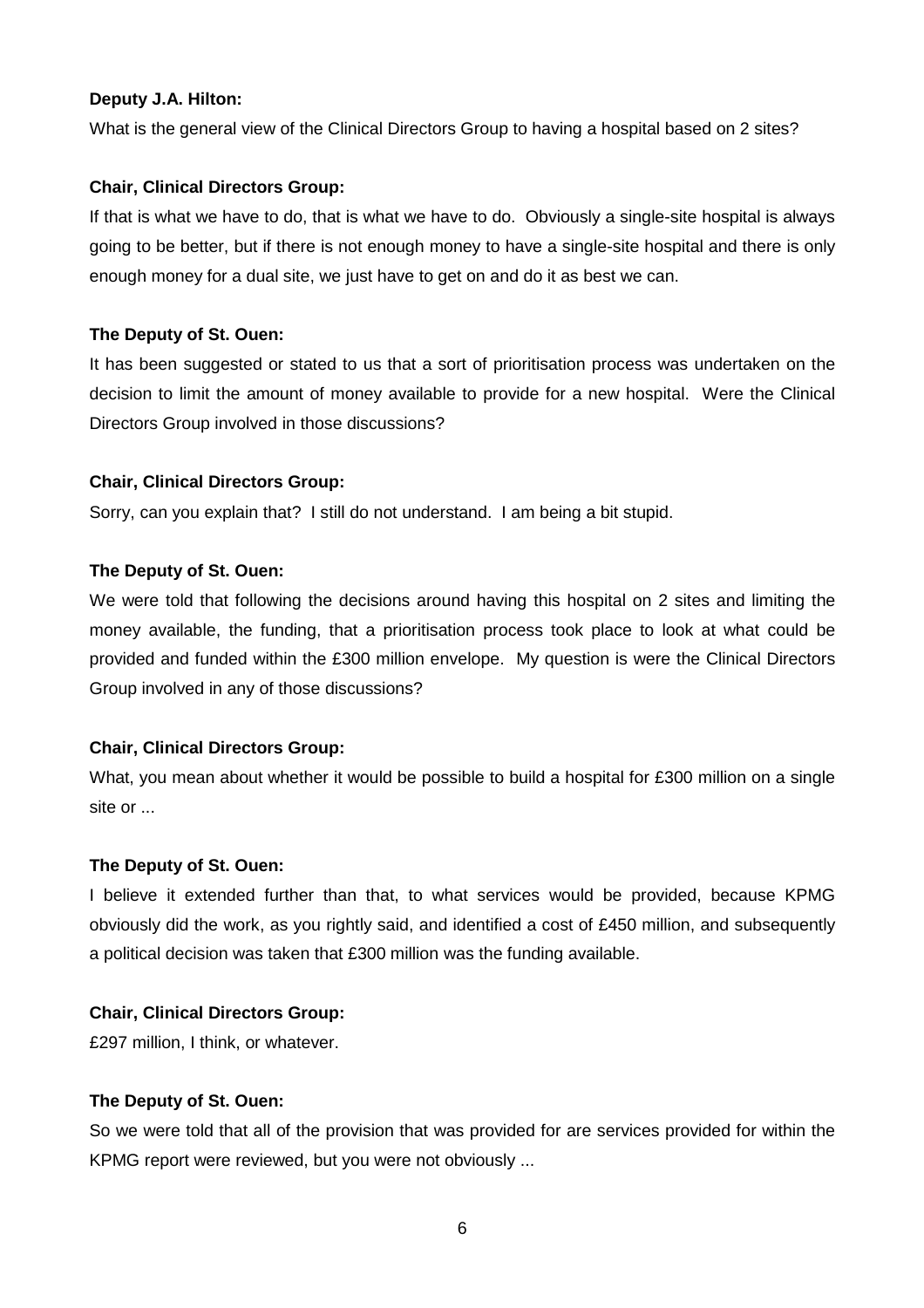**Deputy J.A. Hilton:**

What is the general view of the Clinical Directors Group to having a hospital based on 2 sites?

**Chair, Clinical Directors Group:**

If that is what we have to do, that is what we have to do. Obviously a single-site hospital is always going to be better, but if there is not enough money to have a single-site hospital and there is only enough money for a dual site, we just have to get on and do it as best we can.

**The Deputy of St. Ouen:**

It has been suggested or stated to us that a sort of prioritisation process was undertaken on the decision to limit the amount of money available to provide for a new hospital. Were the Clinical Directors Group involved in those discussions?

**Chair, Clinical Directors Group:**

Sorry, can you explain that? I still do not understand. I am being a bit stupid.

**The Deputy of St. Ouen:**

We were told that following the decisions around having this hospital on 2 sites and limiting the money available, the funding, that a prioritisation process took place to look at what could be provided and funded within the £300 million envelope. My question is were the Clinical Directors Group involved in any of those discussions?

**Chair, Clinical Directors Group:**

What, you mean about whether it would be possible to build a hospital for £300 million on a single site or ...

**The Deputy of St. Ouen:**

I believe it extended further than that, to what services would be provided, because KPMG obviously did the work, as you rightly said, and identified a cost of £450 million, and subsequently a political decision was taken that £300 million was the funding available.

**Chair, Clinical Directors Group:**

£297 million, I think, or whatever.

**The Deputy of St. Ouen:**

So we were told that all of the provision that was provided for are services provided for within the KPMG report were reviewed, but you were not obviously ...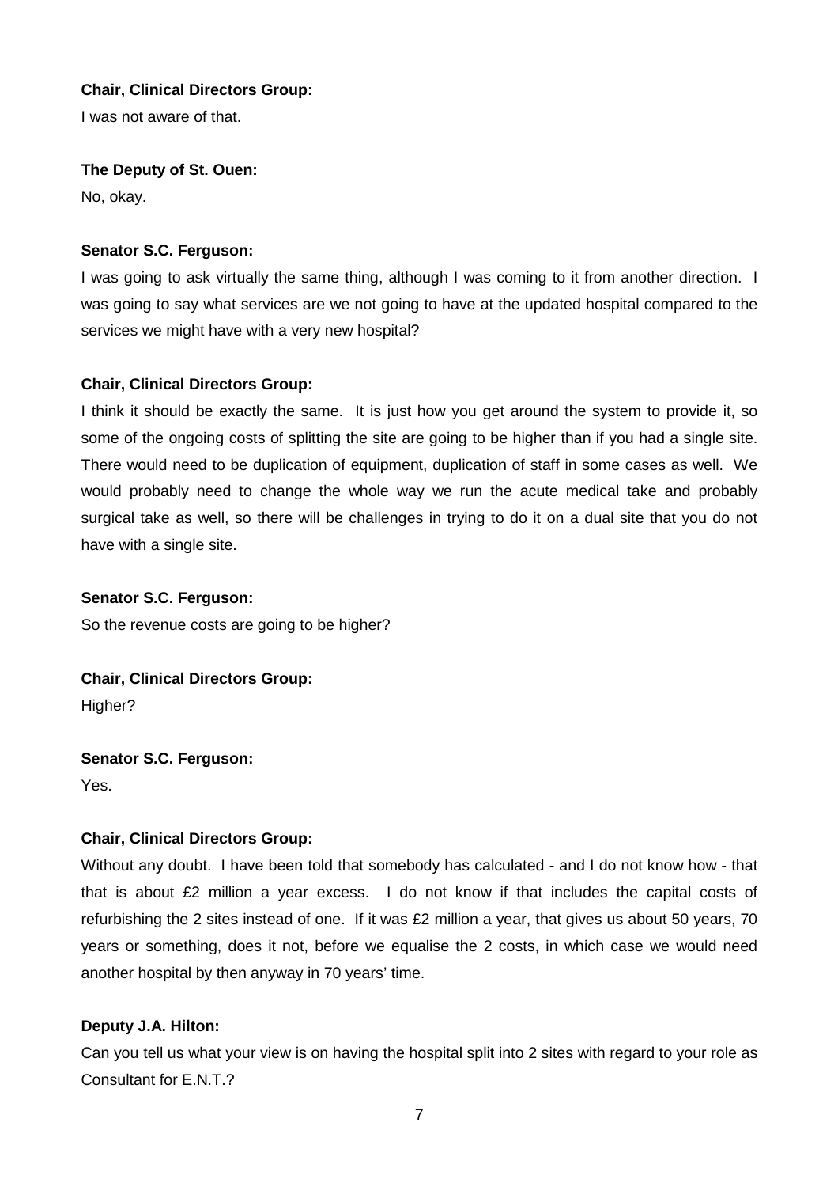**Chair, Clinical Directors Group:**

I was not aware of that.

**The Deputy of St. Ouen:**

No, okay.

**Senator S.C. Ferguson:**

I was going to ask virtually the same thing, although I was coming to it from another direction. I was going to say what services are we not going to have at the updated hospital compared to the services we might have with a very new hospital?

**Chair, Clinical Directors Group:**

I think it should be exactly the same. It is just how you get around the system to provide it, so some of the ongoing costs of splitting the site are going to be higher than if you had a single site. There would need to be duplication of equipment, duplication of staff in some cases as well. We would probably need to change the whole way we run the acute medical take and probably surgical take as well, so there will be challenges in trying to do it on a dual site that you do not have with a single site.

**Senator S.C. Ferguson:**

So the revenue costs are going to be higher?

**Chair, Clinical Directors Group:**

Higher?

**Senator S.C. Ferguson:**

Yes.

**Chair, Clinical Directors Group:**

Without any doubt. I have been told that somebody has calculated - and I do not know how - that that is about £2 million a year excess. I do not know if that includes the capital costs of refurbishing the 2 sites instead of one. If it was £2 million a year, that gives us about 50 years, 70 years or something, does it not, before we equalise the 2 costs, in which case we would need another hospital by then anyway in 70 years' time.

**Deputy J.A. Hilton:**

Can you tell us what your view is on having the hospital split into 2 sites with regard to your role as Consultant for E.N.T.?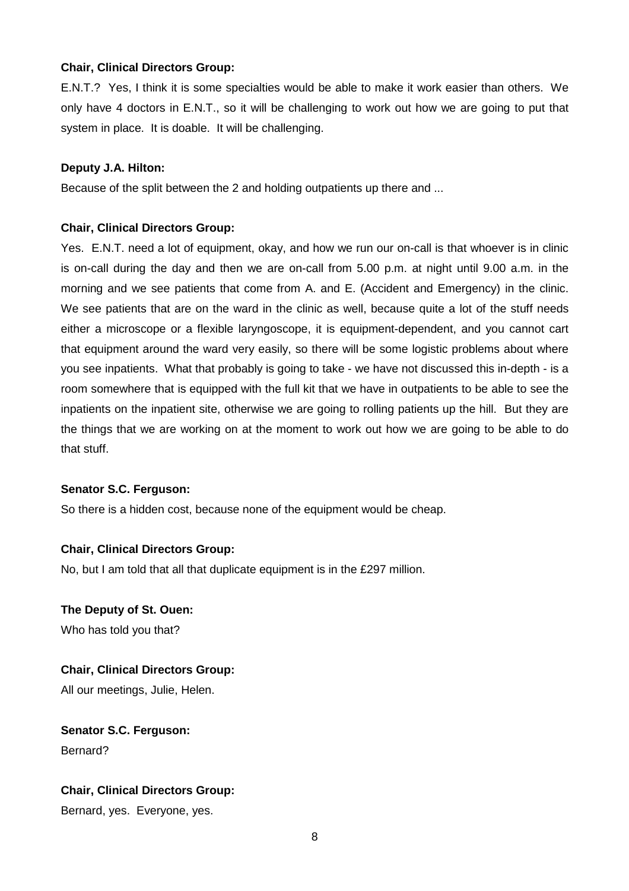**Chair, Clinical Directors Group:**

E.N.T.? Yes, I think it is some specialties would be able to make it work easier than others. We only have 4 doctors in E.N.T., so it will be challenging to work out how we are going to put that system in place. It is doable. It will be challenging.

**Deputy J.A. Hilton:**

Because of the split between the 2 and holding outpatients up there and ...

**Chair, Clinical Directors Group:**

Yes. E.N.T. need a lot of equipment, okay, and how we run our on-call is that whoever is in clinic is on-call during the day and then we are on-call from 5.00 p.m. at night until 9.00 a.m. in the morning and we see patients that come from A. and E. (Accident and Emergency) in the clinic. We see patients that are on the ward in the clinic as well, because quite a lot of the stuff needs either a microscope or a flexible laryngoscope, it is equipment-dependent, and you cannot cart that equipment around the ward very easily, so there will be some logistic problems about where you see inpatients. What that probably is going to take - we have not discussed this in-depth - is a room somewhere that is equipped with the full kit that we have in outpatients to be able to see the inpatients on the inpatient site, otherwise we are going to rolling patients up the hill. But they are the things that we are working on at the moment to work out how we are going to be able to do that stuff.

**Senator S.C. Ferguson:**

So there is a hidden cost, because none of the equipment would be cheap.

**Chair, Clinical Directors Group:**

No, but I am told that all that duplicate equipment is in the £297 million.

**The Deputy of St. Ouen:**

Who has told you that?

**Chair, Clinical Directors Group:**

All our meetings, Julie, Helen.

**Senator S.C. Ferguson:**

Bernard?

**Chair, Clinical Directors Group:**

Bernard, yes. Everyone, yes.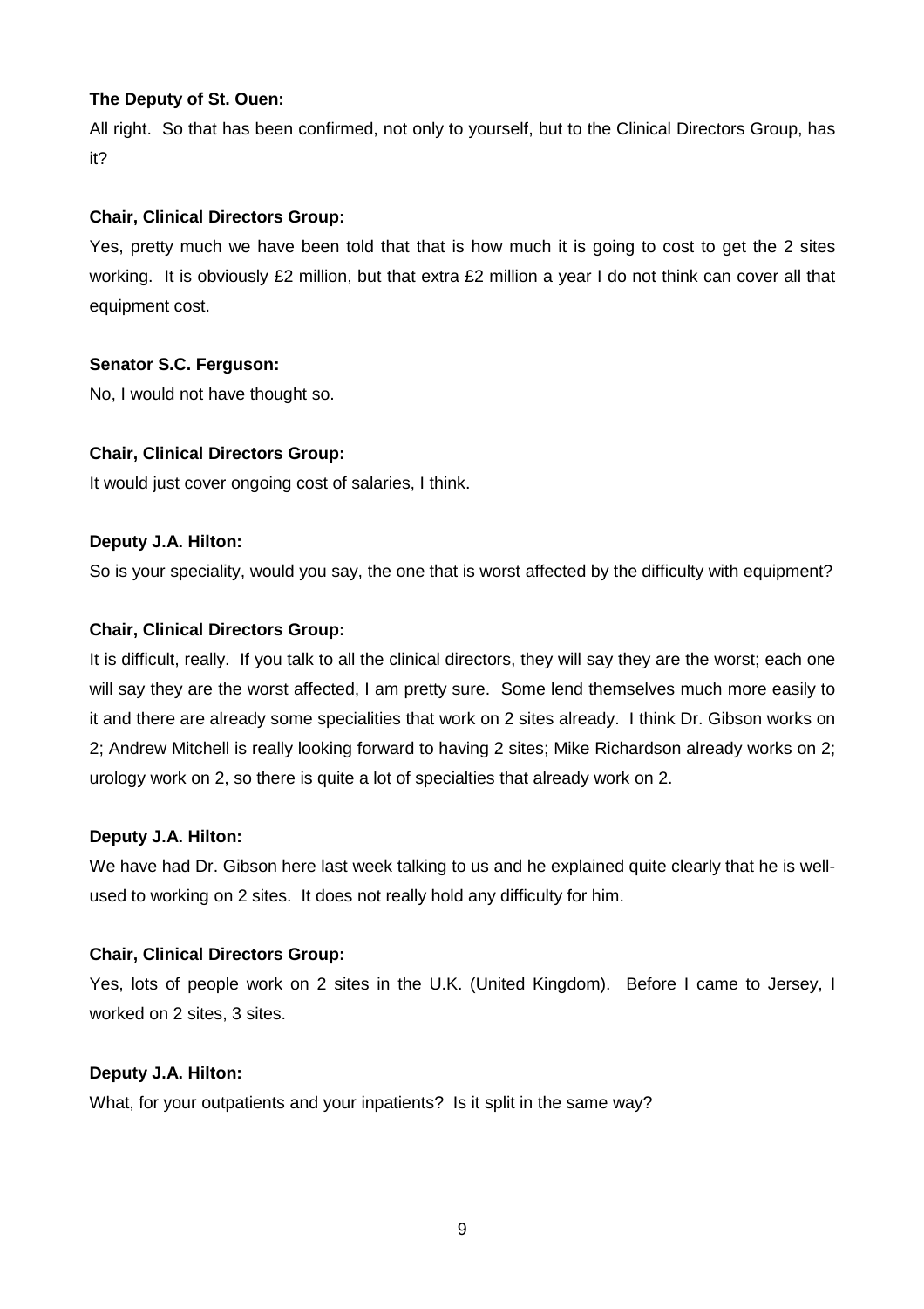**The Deputy of St. Ouen:**

All right. So that has been confirmed, not only to yourself, but to the Clinical Directors Group, has it?

**Chair, Clinical Directors Group:**

Yes, pretty much we have been told that that is how much it is going to cost to get the 2 sites working. It is obviously £2 million, but that extra £2 million a year I do not think can cover all that equipment cost.

**Senator S.C. Ferguson:**

No, I would not have thought so.

**Chair, Clinical Directors Group:**

It would just cover ongoing cost of salaries, I think.

**Deputy J.A. Hilton:**

So is your speciality, would you say, the one that is worst affected by the difficulty with equipment?

**Chair, Clinical Directors Group:**

It is difficult, really. If you talk to all the clinical directors, they will say they are the worst; each one will say they are the worst affected, I am pretty sure. Some lend themselves much more easily to it and there are already some specialities that work on 2 sites already. I think Dr. Gibson works on 2; Andrew Mitchell is really looking forward to having 2 sites; Mike Richardson already works on 2; urology work on 2, so there is quite a lot of specialties that already work on 2.

**Deputy J.A. Hilton:**

We have had Dr. Gibson here last week talking to us and he explained quite clearly that he is well-used to working on 2 sites. It does not really hold any difficulty for him.

**Chair, Clinical Directors Group:**

Yes, lots of people work on 2 sites in the U.K. (United Kingdom). Before I came to Jersey, I worked on 2 sites, 3 sites.

**Deputy J.A. Hilton:**

What, for your outpatients and your inpatients? Is it split in the same way?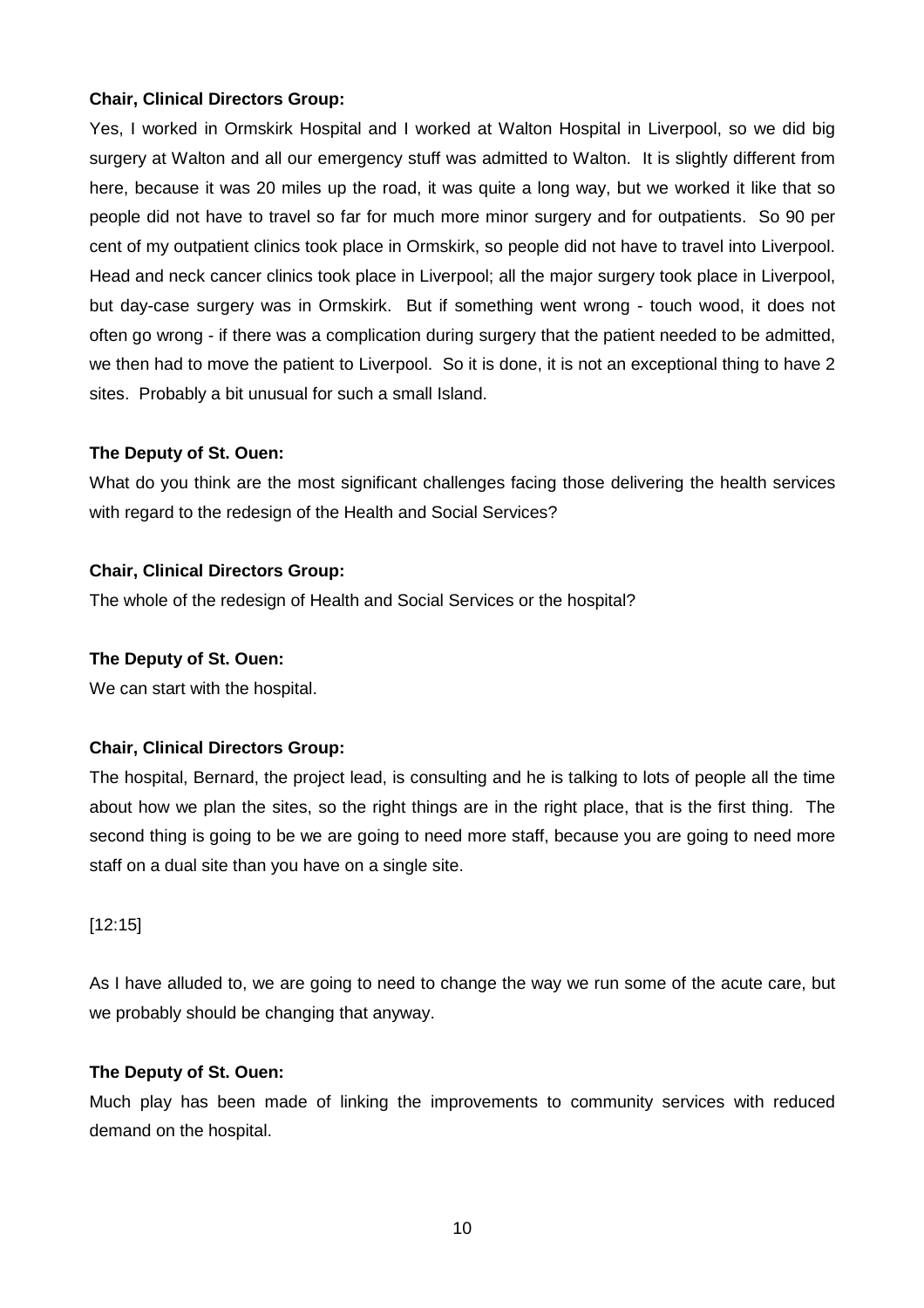**Chair, Clinical Directors Group:**

Yes, I worked in Ormskirk Hospital and I worked at Walton Hospital in Liverpool, so we did big surgery at Walton and all our emergency stuff was admitted to Walton. It is slightly different from here, because it was 20 miles up the road, it was quite a long way, but we worked it like that so people did not have to travel so far for much more minor surgery and for outpatients. So 90 per cent of my outpatient clinics took place in Ormskirk, so people did not have to travel into Liverpool. Head and neck cancer clinics took place in Liverpool; all the major surgery took place in Liverpool, but day-case surgery was in Ormskirk. But if something went wrong - touch wood, it does not often go wrong - if there was a complication during surgery that the patient needed to be admitted, we then had to move the patient to Liverpool. So it is done, it is not an exceptional thing to have 2 sites. Probably a bit unusual for such a small Island.

**The Deputy of St. Ouen:**

What do you think are the most significant challenges facing those delivering the health services with regard to the redesign of the Health and Social Services?

**Chair, Clinical Directors Group:**

The whole of the redesign of Health and Social Services or the hospital?

**The Deputy of St. Ouen:**

We can start with the hospital.

**Chair, Clinical Directors Group:**

The hospital, Bernard, the project lead, is consulting and he is talking to lots of people all the time about how we plan the sites, so the right things are in the right place, that is the first thing. The second thing is going to be we are going to need more staff, because you are going to need more staff on a dual site than you have on a single site.

[12:15]

As I have alluded to, we are going to need to change the way we run some of the acute care, but we probably should be changing that anyway.

**The Deputy of St. Ouen:**

Much play has been made of linking the improvements to community services with reduced demand on the hospital.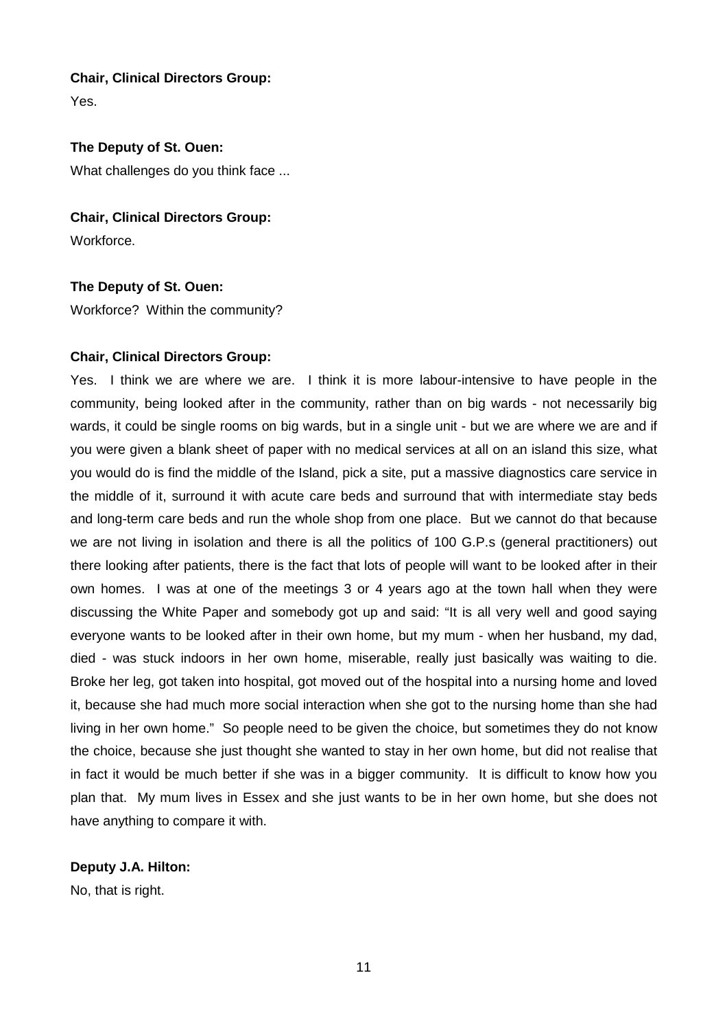**Chair, Clinical Directors Group:**
Yes.

**The Deputy of St. Ouen:**
What challenges do you think face ...

**Chair, Clinical Directors Group:**
Workforce.

**The Deputy of St. Ouen:**
Workforce? Within the community?

**Chair, Clinical Directors Group:**
Yes. I think we are where we are. I think it is more labour-intensive to have people in the community, being looked after in the community, rather than on big wards - not necessarily big wards, it could be single rooms on big wards, but in a single unit - but we are where we are and if you were given a blank sheet of paper with no medical services at all on an island this size, what you would do is find the middle of the Island, pick a site, put a massive diagnostics care service in the middle of it, surround it with acute care beds and surround that with intermediate stay beds and long-term care beds and run the whole shop from one place. But we cannot do that because we are not living in isolation and there is all the politics of 100 G.P.s (general practitioners) out there looking after patients, there is the fact that lots of people will want to be looked after in their own homes. I was at one of the meetings 3 or 4 years ago at the town hall when they were discussing the White Paper and somebody got up and said: "It is all very well and good saying everyone wants to be looked after in their own home, but my mum - when her husband, my dad, died - was stuck indoors in her own home, miserable, really just basically was waiting to die. Broke her leg, got taken into hospital, got moved out of the hospital into a nursing home and loved it, because she had much more social interaction when she got to the nursing home than she had living in her own home." So people need to be given the choice, but sometimes they do not know the choice, because she just thought she wanted to stay in her own home, but did not realise that in fact it would be much better if she was in a bigger community. It is difficult to know how you plan that. My mum lives in Essex and she just wants to be in her own home, but she does not have anything to compare it with.

**Deputy J.A. Hilton:**
No, that is right.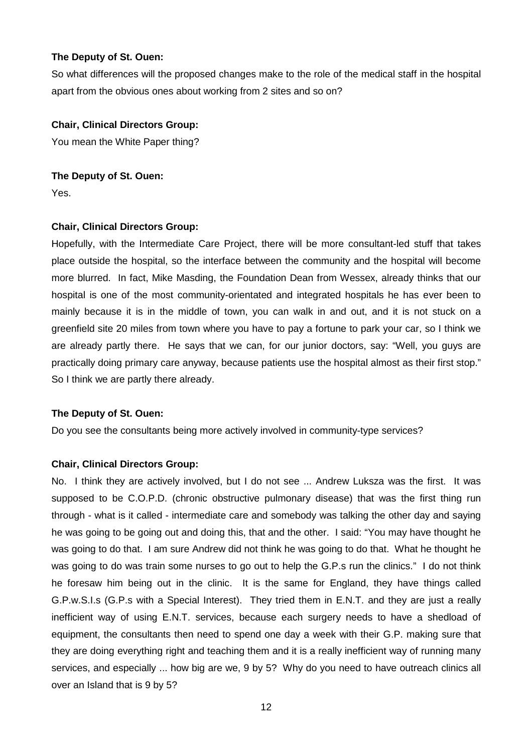**The Deputy of St. Ouen:**

So what differences will the proposed changes make to the role of the medical staff in the hospital apart from the obvious ones about working from 2 sites and so on?

**Chair, Clinical Directors Group:**

You mean the White Paper thing?

**The Deputy of St. Ouen:**

Yes.

**Chair, Clinical Directors Group:**

Hopefully, with the Intermediate Care Project, there will be more consultant-led stuff that takes place outside the hospital, so the interface between the community and the hospital will become more blurred. In fact, Mike Masding, the Foundation Dean from Wessex, already thinks that our hospital is one of the most community-orientated and integrated hospitals he has ever been to mainly because it is in the middle of town, you can walk in and out, and it is not stuck on a greenfield site 20 miles from town where you have to pay a fortune to park your car, so I think we are already partly there. He says that we can, for our junior doctors, say: "Well, you guys are practically doing primary care anyway, because patients use the hospital almost as their first stop." So I think we are partly there already.

**The Deputy of St. Ouen:**

Do you see the consultants being more actively involved in community-type services?

**Chair, Clinical Directors Group:**

No. I think they are actively involved, but I do not see ... Andrew Luksza was the first. It was supposed to be C.O.P.D. (chronic obstructive pulmonary disease) that was the first thing run through - what is it called - intermediate care and somebody was talking the other day and saying he was going to be going out and doing this, that and the other. I said: "You may have thought he was going to do that. I am sure Andrew did not think he was going to do that. What he thought he was going to do was train some nurses to go out to help the G.P.s run the clinics." I do not think he foresaw him being out in the clinic. It is the same for England, they have things called G.P.w.S.I.s (G.P.s with a Special Interest). They tried them in E.N.T. and they are just a really inefficient way of using E.N.T. services, because each surgery needs to have a shedload of equipment, the consultants then need to spend one day a week with their G.P. making sure that they are doing everything right and teaching them and it is a really inefficient way of running many services, and especially ... how big are we, 9 by 5? Why do you need to have outreach clinics all over an Island that is 9 by 5?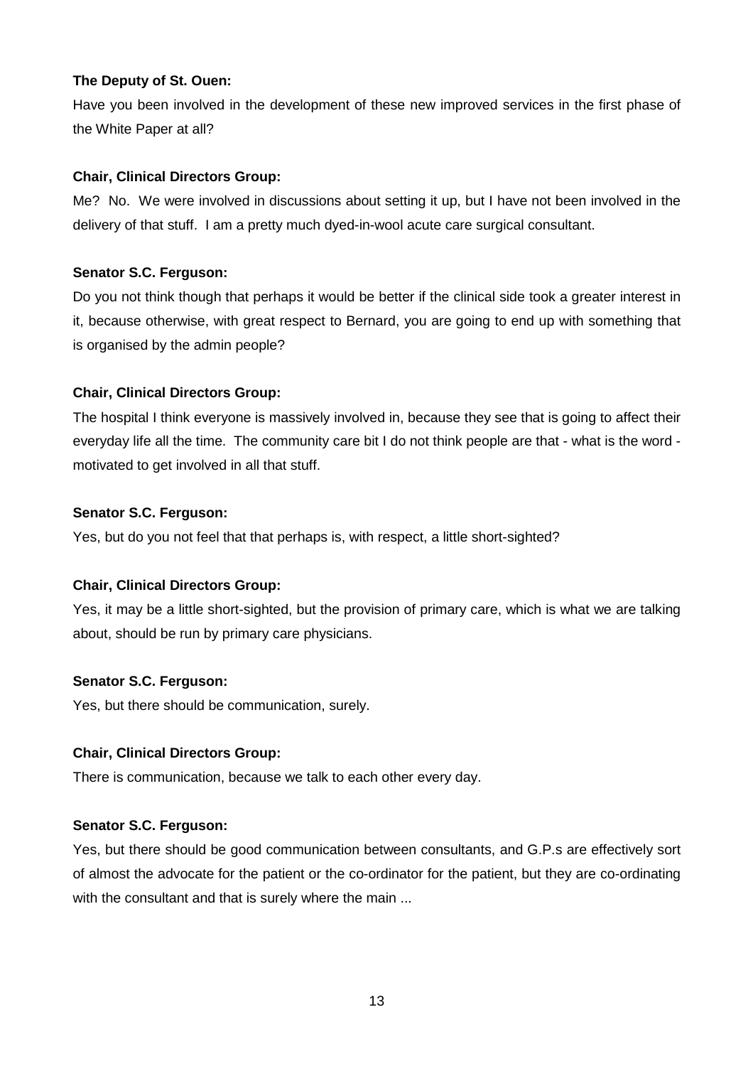**The Deputy of St. Ouen:**

Have you been involved in the development of these new improved services in the first phase of the White Paper at all?

**Chair, Clinical Directors Group:**

Me? No. We were involved in discussions about setting it up, but I have not been involved in the delivery of that stuff. I am a pretty much dyed-in-wool acute care surgical consultant.

**Senator S.C. Ferguson:**

Do you not think though that perhaps it would be better if the clinical side took a greater interest in it, because otherwise, with great respect to Bernard, you are going to end up with something that is organised by the admin people?

**Chair, Clinical Directors Group:**

The hospital I think everyone is massively involved in, because they see that is going to affect their everyday life all the time. The community care bit I do not think people are that - what is the word - motivated to get involved in all that stuff.

**Senator S.C. Ferguson:**

Yes, but do you not feel that that perhaps is, with respect, a little short-sighted?

**Chair, Clinical Directors Group:**

Yes, it may be a little short-sighted, but the provision of primary care, which is what we are talking about, should be run by primary care physicians.

**Senator S.C. Ferguson:**

Yes, but there should be communication, surely.

**Chair, Clinical Directors Group:**

There is communication, because we talk to each other every day.

**Senator S.C. Ferguson:**

Yes, but there should be good communication between consultants, and G.P.s are effectively sort of almost the advocate for the patient or the co-ordinator for the patient, but they are co-ordinating with the consultant and that is surely where the main ...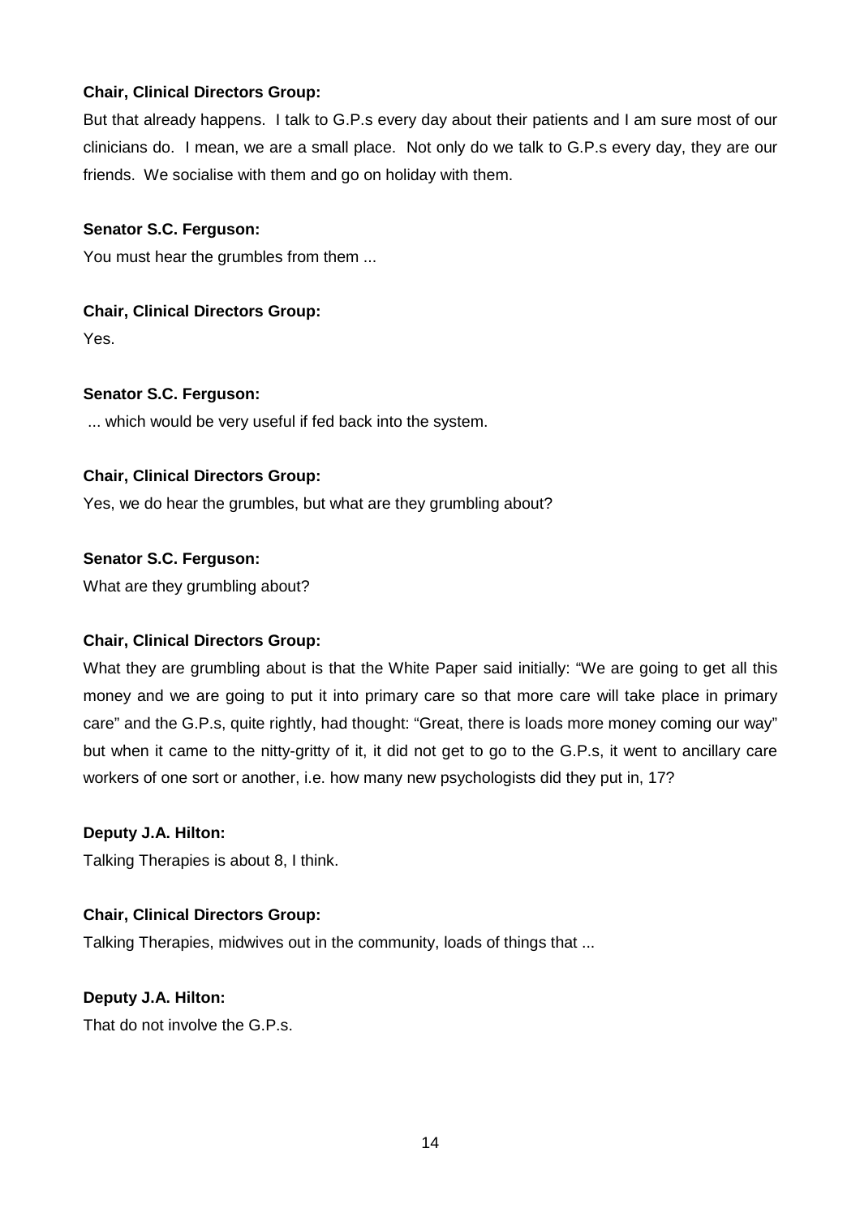**Chair, Clinical Directors Group:**

But that already happens. I talk to G.P.s every day about their patients and I am sure most of our clinicians do. I mean, we are a small place. Not only do we talk to G.P.s every day, they are our friends. We socialise with them and go on holiday with them.

**Senator S.C. Ferguson:**

You must hear the grumbles from them ...

**Chair, Clinical Directors Group:**

Yes.

**Senator S.C. Ferguson:**

... which would be very useful if fed back into the system.

**Chair, Clinical Directors Group:**

Yes, we do hear the grumbles, but what are they grumbling about?

**Senator S.C. Ferguson:**

What are they grumbling about?

**Chair, Clinical Directors Group:**

What they are grumbling about is that the White Paper said initially: "We are going to get all this money and we are going to put it into primary care so that more care will take place in primary care" and the G.P.s, quite rightly, had thought: "Great, there is loads more money coming our way" but when it came to the nitty-gritty of it, it did not get to go to the G.P.s, it went to ancillary care workers of one sort or another, i.e. how many new psychologists did they put in, 17?

**Deputy J.A. Hilton:**

Talking Therapies is about 8, I think.

**Chair, Clinical Directors Group:**

Talking Therapies, midwives out in the community, loads of things that ...

**Deputy J.A. Hilton:**

That do not involve the G.P.s.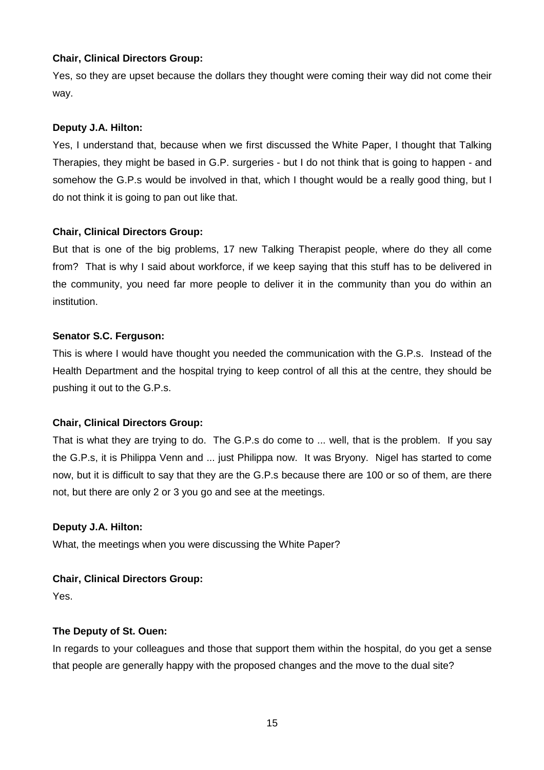**Chair, Clinical Directors Group:**

Yes, so they are upset because the dollars they thought were coming their way did not come their way.

**Deputy J.A. Hilton:**

Yes, I understand that, because when we first discussed the White Paper, I thought that Talking Therapies, they might be based in G.P. surgeries - but I do not think that is going to happen - and somehow the G.P.s would be involved in that, which I thought would be a really good thing, but I do not think it is going to pan out like that.

**Chair, Clinical Directors Group:**

But that is one of the big problems, 17 new Talking Therapist people, where do they all come from? That is why I said about workforce, if we keep saying that this stuff has to be delivered in the community, you need far more people to deliver it in the community than you do within an institution.

**Senator S.C. Ferguson:**

This is where I would have thought you needed the communication with the G.P.s. Instead of the Health Department and the hospital trying to keep control of all this at the centre, they should be pushing it out to the G.P.s.

**Chair, Clinical Directors Group:**

That is what they are trying to do. The G.P.s do come to ... well, that is the problem. If you say the G.P.s, it is Philippa Venn and ... just Philippa now. It was Bryony. Nigel has started to come now, but it is difficult to say that they are the G.P.s because there are 100 or so of them, are there not, but there are only 2 or 3 you go and see at the meetings.

**Deputy J.A. Hilton:**

What, the meetings when you were discussing the White Paper?

**Chair, Clinical Directors Group:**

Yes.

**The Deputy of St. Ouen:**

In regards to your colleagues and those that support them within the hospital, do you get a sense that people are generally happy with the proposed changes and the move to the dual site?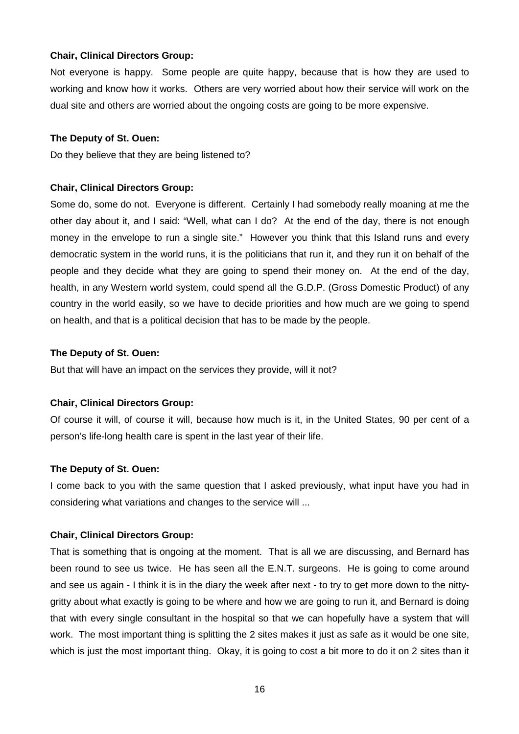**Chair, Clinical Directors Group:**

Not everyone is happy. Some people are quite happy, because that is how they are used to working and know how it works. Others are very worried about how their service will work on the dual site and others are worried about the ongoing costs are going to be more expensive.

**The Deputy of St. Ouen:**

Do they believe that they are being listened to?

**Chair, Clinical Directors Group:**

Some do, some do not. Everyone is different. Certainly I had somebody really moaning at me the other day about it, and I said: "Well, what can I do? At the end of the day, there is not enough money in the envelope to run a single site." However you think that this Island runs and every democratic system in the world runs, it is the politicians that run it, and they run it on behalf of the people and they decide what they are going to spend their money on. At the end of the day, health, in any Western world system, could spend all the G.D.P. (Gross Domestic Product) of any country in the world easily, so we have to decide priorities and how much are we going to spend on health, and that is a political decision that has to be made by the people.

**The Deputy of St. Ouen:**

But that will have an impact on the services they provide, will it not?

**Chair, Clinical Directors Group:**

Of course it will, of course it will, because how much is it, in the United States, 90 per cent of a person's life-long health care is spent in the last year of their life.

**The Deputy of St. Ouen:**

I come back to you with the same question that I asked previously, what input have you had in considering what variations and changes to the service will ...

**Chair, Clinical Directors Group:**

That is something that is ongoing at the moment. That is all we are discussing, and Bernard has been round to see us twice. He has seen all the E.N.T. surgeons. He is going to come around and see us again - I think it is in the diary the week after next - to try to get more down to the nitty-gritty about what exactly is going to be where and how we are going to run it, and Bernard is doing that with every single consultant in the hospital so that we can hopefully have a system that will work. The most important thing is splitting the 2 sites makes it just as safe as it would be one site, which is just the most important thing. Okay, it is going to cost a bit more to do it on 2 sites than it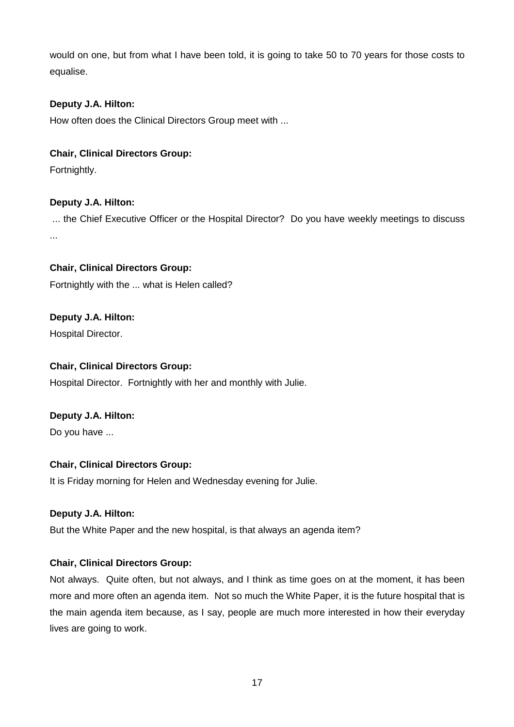would on one, but from what I have been told, it is going to take 50 to 70 years for those costs to equalise.

**Deputy J.A. Hilton:**

How often does the Clinical Directors Group meet with ...

**Chair, Clinical Directors Group:**

Fortnightly.

**Deputy J.A. Hilton:**

... the Chief Executive Officer or the Hospital Director? Do you have weekly meetings to discuss ...

**Chair, Clinical Directors Group:**

Fortnightly with the ... what is Helen called?

**Deputy J.A. Hilton:**

Hospital Director.

**Chair, Clinical Directors Group:**

Hospital Director. Fortnightly with her and monthly with Julie.

**Deputy J.A. Hilton:**

Do you have ...

**Chair, Clinical Directors Group:**

It is Friday morning for Helen and Wednesday evening for Julie.

**Deputy J.A. Hilton:**

But the White Paper and the new hospital, is that always an agenda item?

**Chair, Clinical Directors Group:**

Not always. Quite often, but not always, and I think as time goes on at the moment, it has been more and more often an agenda item. Not so much the White Paper, it is the future hospital that is the main agenda item because, as I say, people are much more interested in how their everyday lives are going to work.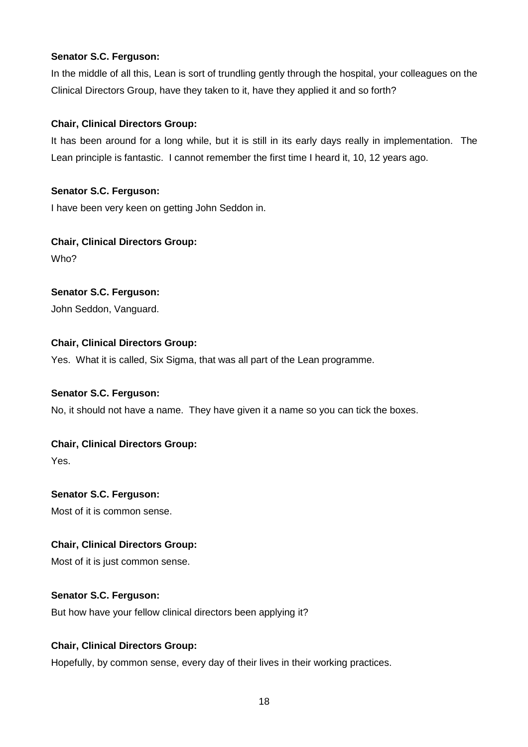**Senator S.C. Ferguson:**

In the middle of all this, Lean is sort of trundling gently through the hospital, your colleagues on the Clinical Directors Group, have they taken to it, have they applied it and so forth?

**Chair, Clinical Directors Group:**

It has been around for a long while, but it is still in its early days really in implementation. The Lean principle is fantastic. I cannot remember the first time I heard it, 10, 12 years ago.

**Senator S.C. Ferguson:**

I have been very keen on getting John Seddon in.

**Chair, Clinical Directors Group:**

Who?

**Senator S.C. Ferguson:**

John Seddon, Vanguard.

**Chair, Clinical Directors Group:**

Yes. What it is called, Six Sigma, that was all part of the Lean programme.

**Senator S.C. Ferguson:**

No, it should not have a name. They have given it a name so you can tick the boxes.

**Chair, Clinical Directors Group:**

Yes.

**Senator S.C. Ferguson:**

Most of it is common sense.

**Chair, Clinical Directors Group:**

Most of it is just common sense.

**Senator S.C. Ferguson:**

But how have your fellow clinical directors been applying it?

**Chair, Clinical Directors Group:**

Hopefully, by common sense, every day of their lives in their working practices.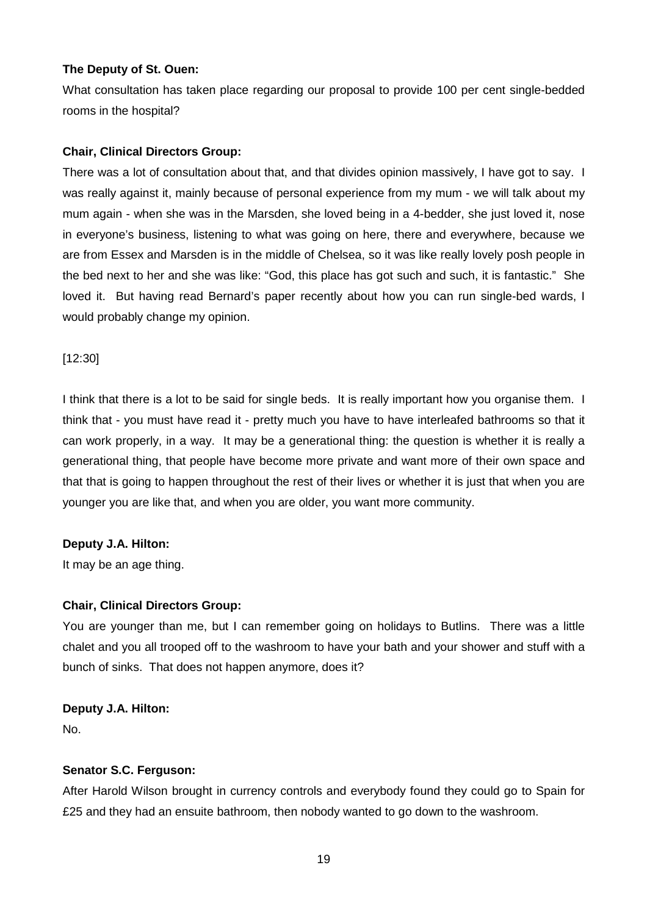**The Deputy of St. Ouen:**

What consultation has taken place regarding our proposal to provide 100 per cent single-bedded rooms in the hospital?

**Chair, Clinical Directors Group:**

There was a lot of consultation about that, and that divides opinion massively, I have got to say. I was really against it, mainly because of personal experience from my mum - we will talk about my mum again - when she was in the Marsden, she loved being in a 4-bedder, she just loved it, nose in everyone's business, listening to what was going on here, there and everywhere, because we are from Essex and Marsden is in the middle of Chelsea, so it was like really lovely posh people in the bed next to her and she was like: "God, this place has got such and such, it is fantastic." She loved it. But having read Bernard's paper recently about how you can run single-bed wards, I would probably change my opinion.

[12:30]

I think that there is a lot to be said for single beds. It is really important how you organise them. I think that - you must have read it - pretty much you have to have interleafed bathrooms so that it can work properly, in a way. It may be a generational thing: the question is whether it is really a generational thing, that people have become more private and want more of their own space and that that is going to happen throughout the rest of their lives or whether it is just that when you are younger you are like that, and when you are older, you want more community.

**Deputy J.A. Hilton:**

It may be an age thing.

**Chair, Clinical Directors Group:**

You are younger than me, but I can remember going on holidays to Butlins. There was a little chalet and you all trooped off to the washroom to have your bath and your shower and stuff with a bunch of sinks. That does not happen anymore, does it?

**Deputy J.A. Hilton:**

No.

**Senator S.C. Ferguson:**

After Harold Wilson brought in currency controls and everybody found they could go to Spain for £25 and they had an ensuite bathroom, then nobody wanted to go down to the washroom.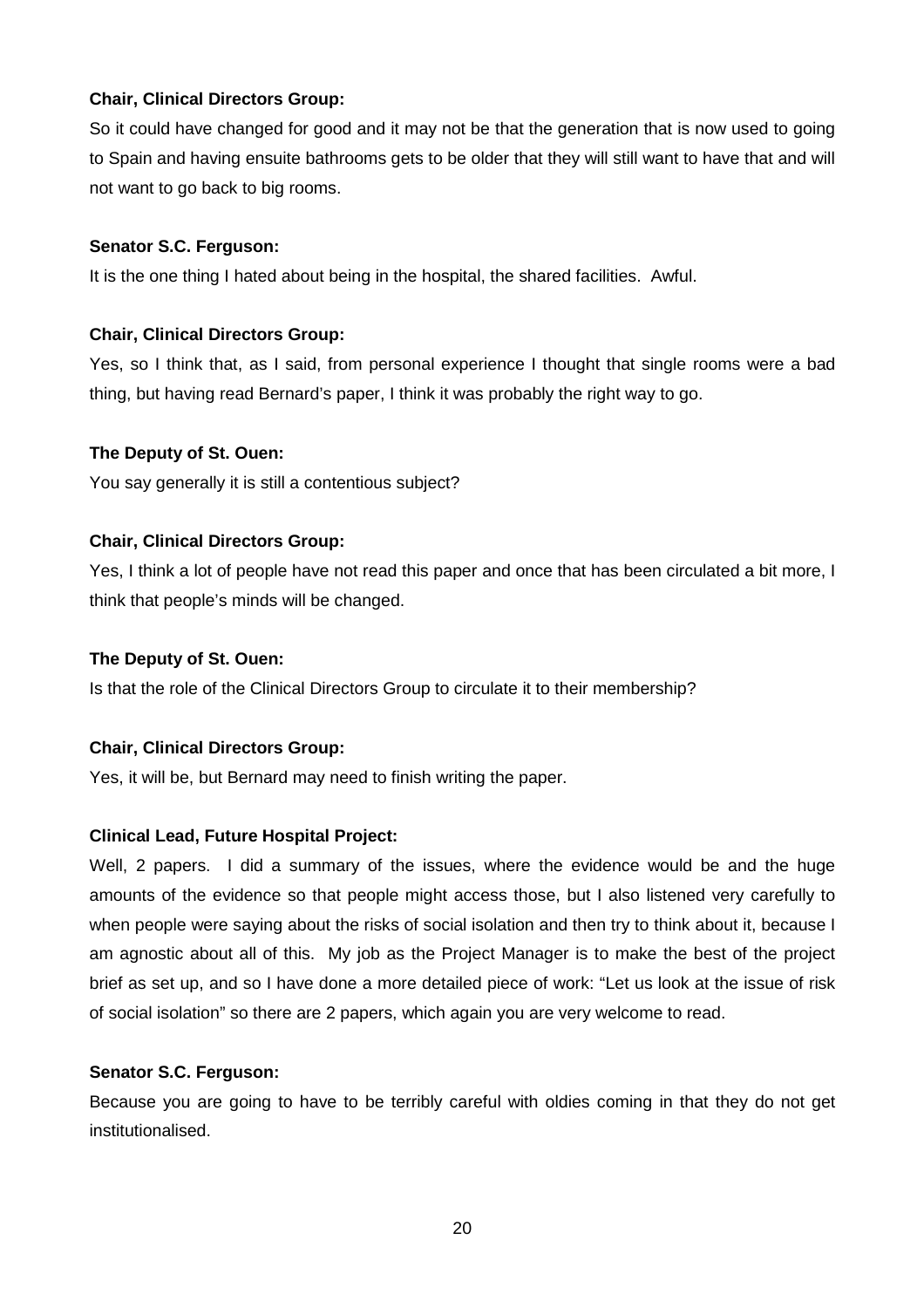**Chair, Clinical Directors Group:**

So it could have changed for good and it may not be that the generation that is now used to going to Spain and having ensuite bathrooms gets to be older that they will still want to have that and will not want to go back to big rooms.

**Senator S.C. Ferguson:**

It is the one thing I hated about being in the hospital, the shared facilities. Awful.

**Chair, Clinical Directors Group:**

Yes, so I think that, as I said, from personal experience I thought that single rooms were a bad thing, but having read Bernard's paper, I think it was probably the right way to go.

**The Deputy of St. Ouen:**

You say generally it is still a contentious subject?

**Chair, Clinical Directors Group:**

Yes, I think a lot of people have not read this paper and once that has been circulated a bit more, I think that people's minds will be changed.

**The Deputy of St. Ouen:**

Is that the role of the Clinical Directors Group to circulate it to their membership?

**Chair, Clinical Directors Group:**

Yes, it will be, but Bernard may need to finish writing the paper.

**Clinical Lead, Future Hospital Project:**

Well, 2 papers. I did a summary of the issues, where the evidence would be and the huge amounts of the evidence so that people might access those, but I also listened very carefully to when people were saying about the risks of social isolation and then try to think about it, because I am agnostic about all of this. My job as the Project Manager is to make the best of the project brief as set up, and so I have done a more detailed piece of work: "Let us look at the issue of risk of social isolation" so there are 2 papers, which again you are very welcome to read.

**Senator S.C. Ferguson:**

Because you are going to have to be terribly careful with oldies coming in that they do not get institutionalised.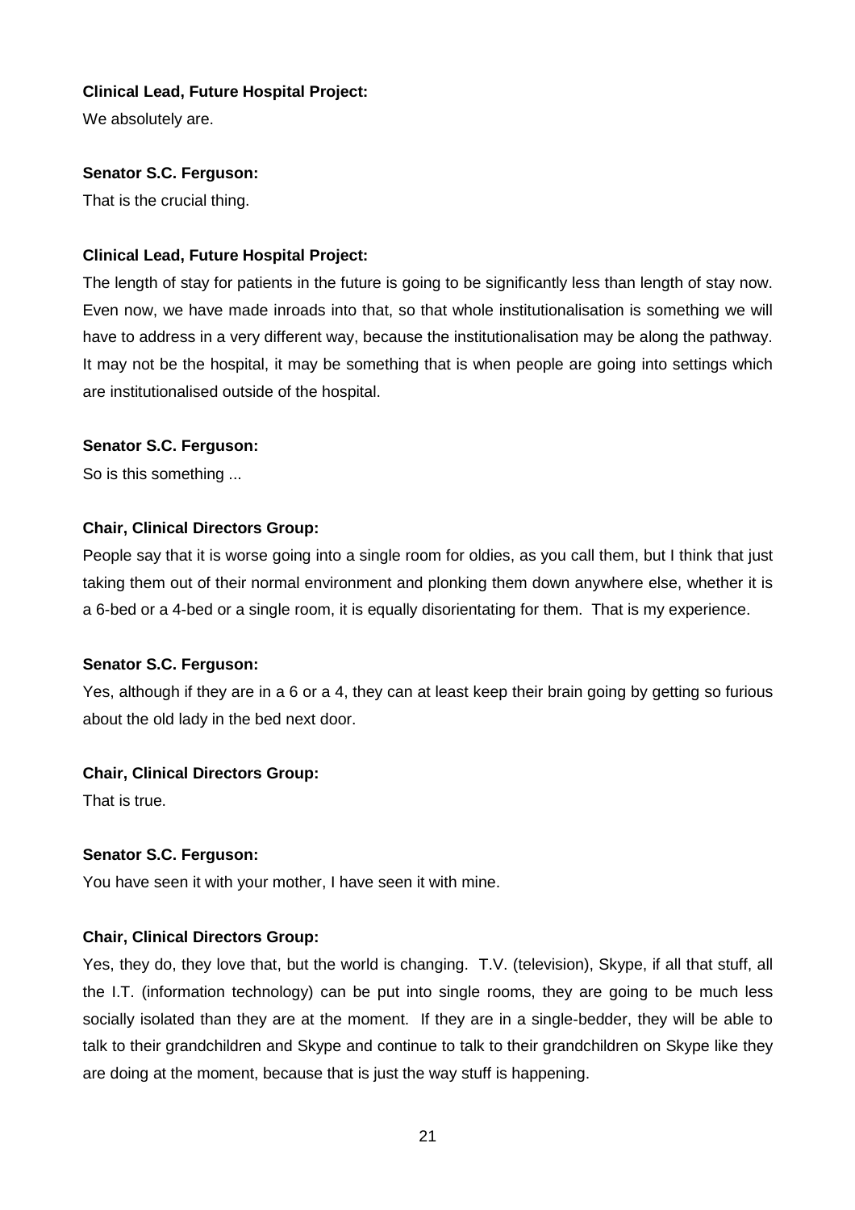**Clinical Lead, Future Hospital Project:**

We absolutely are.

**Senator S.C. Ferguson:**

That is the crucial thing.

**Clinical Lead, Future Hospital Project:**

The length of stay for patients in the future is going to be significantly less than length of stay now. Even now, we have made inroads into that, so that whole institutionalisation is something we will have to address in a very different way, because the institutionalisation may be along the pathway. It may not be the hospital, it may be something that is when people are going into settings which are institutionalised outside of the hospital.

**Senator S.C. Ferguson:**

So is this something ...

**Chair, Clinical Directors Group:**

People say that it is worse going into a single room for oldies, as you call them, but I think that just taking them out of their normal environment and plonking them down anywhere else, whether it is a 6-bed or a 4-bed or a single room, it is equally disorientating for them. That is my experience.

**Senator S.C. Ferguson:**

Yes, although if they are in a 6 or a 4, they can at least keep their brain going by getting so furious about the old lady in the bed next door.

**Chair, Clinical Directors Group:**

That is true.

**Senator S.C. Ferguson:**

You have seen it with your mother, I have seen it with mine.

**Chair, Clinical Directors Group:**

Yes, they do, they love that, but the world is changing. T.V. (television), Skype, if all that stuff, all the I.T. (information technology) can be put into single rooms, they are going to be much less socially isolated than they are at the moment. If they are in a single-bedder, they will be able to talk to their grandchildren and Skype and continue to talk to their grandchildren on Skype like they are doing at the moment, because that is just the way stuff is happening.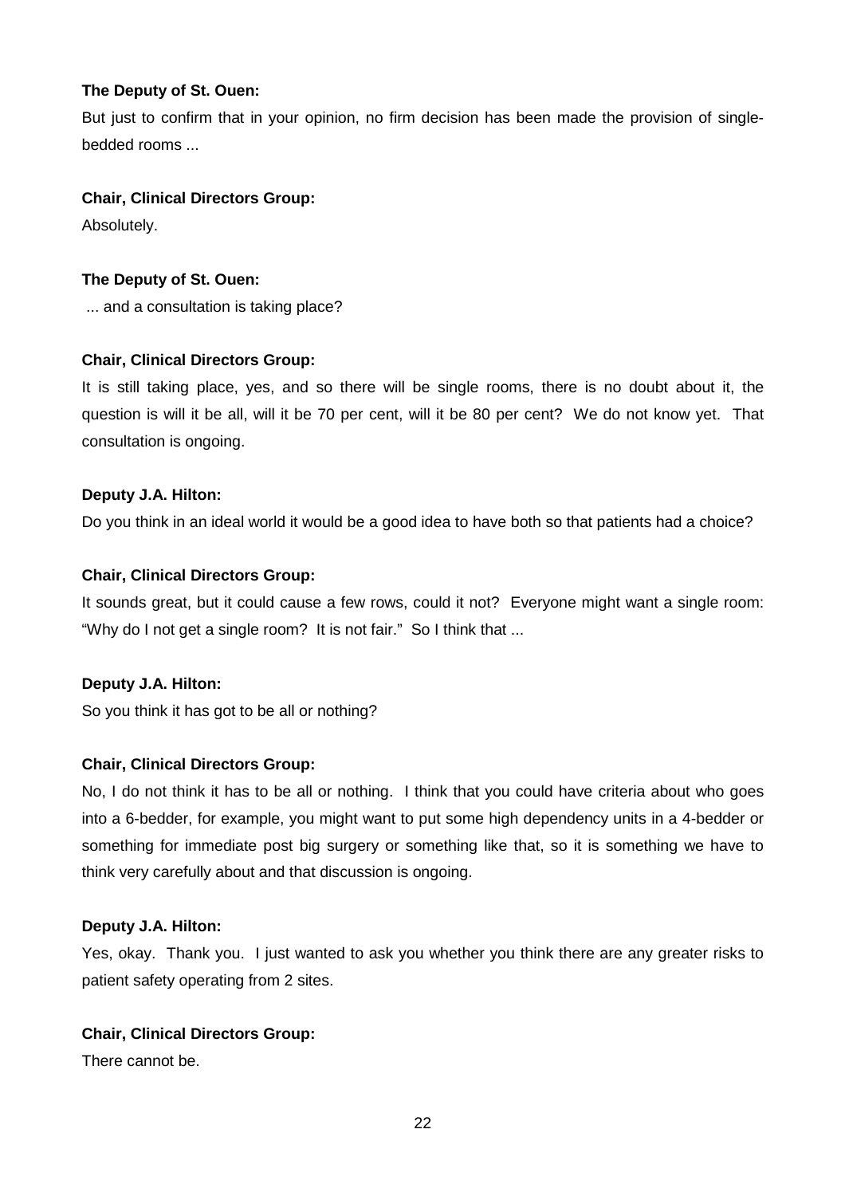**The Deputy of St. Ouen:**

But just to confirm that in your opinion, no firm decision has been made the provision of single-bedded rooms ...

**Chair, Clinical Directors Group:**

Absolutely.

**The Deputy of St. Ouen:**

... and a consultation is taking place?

**Chair, Clinical Directors Group:**

It is still taking place, yes, and so there will be single rooms, there is no doubt about it, the question is will it be all, will it be 70 per cent, will it be 80 per cent? We do not know yet. That consultation is ongoing.

**Deputy J.A. Hilton:**

Do you think in an ideal world it would be a good idea to have both so that patients had a choice?

**Chair, Clinical Directors Group:**

It sounds great, but it could cause a few rows, could it not? Everyone might want a single room: "Why do I not get a single room? It is not fair." So I think that ...

**Deputy J.A. Hilton:**

So you think it has got to be all or nothing?

**Chair, Clinical Directors Group:**

No, I do not think it has to be all or nothing. I think that you could have criteria about who goes into a 6-bedder, for example, you might want to put some high dependency units in a 4-bedder or something for immediate post big surgery or something like that, so it is something we have to think very carefully about and that discussion is ongoing.

**Deputy J.A. Hilton:**

Yes, okay. Thank you. I just wanted to ask you whether you think there are any greater risks to patient safety operating from 2 sites.

**Chair, Clinical Directors Group:**

There cannot be.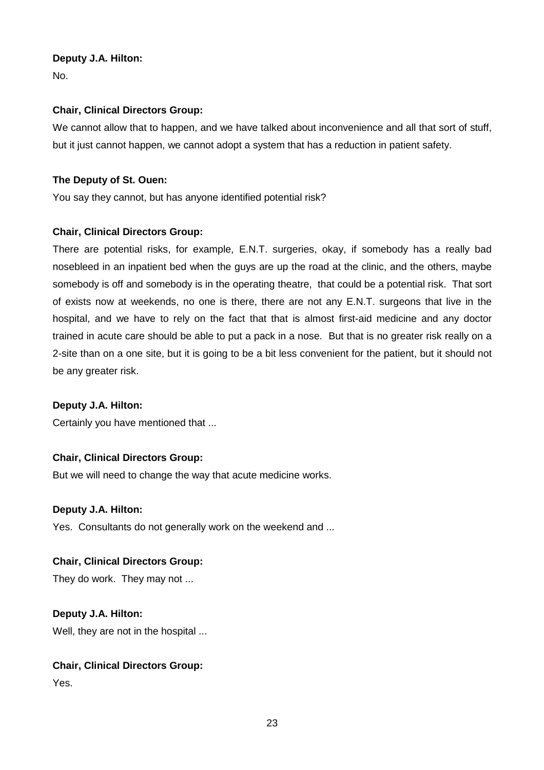**Deputy J.A. Hilton:**

No.

**Chair, Clinical Directors Group:**

We cannot allow that to happen, and we have talked about inconvenience and all that sort of stuff, but it just cannot happen, we cannot adopt a system that has a reduction in patient safety.

**The Deputy of St. Ouen:**

You say they cannot, but has anyone identified potential risk?

**Chair, Clinical Directors Group:**

There are potential risks, for example, E.N.T. surgeries, okay, if somebody has a really bad nosebleed in an inpatient bed when the guys are up the road at the clinic, and the others, maybe somebody is off and somebody is in the operating theatre, that could be a potential risk. That sort of exists now at weekends, no one is there, there are not any E.N.T. surgeons that live in the hospital, and we have to rely on the fact that that is almost first-aid medicine and any doctor trained in acute care should be able to put a pack in a nose. But that is no greater risk really on a 2-site than on a one site, but it is going to be a bit less convenient for the patient, but it should not be any greater risk.

**Deputy J.A. Hilton:**

Certainly you have mentioned that ...

**Chair, Clinical Directors Group:**

But we will need to change the way that acute medicine works.

**Deputy J.A. Hilton:**

Yes. Consultants do not generally work on the weekend and ...

**Chair, Clinical Directors Group:**

They do work. They may not ...

**Deputy J.A. Hilton:**

Well, they are not in the hospital ...

**Chair, Clinical Directors Group:**

Yes.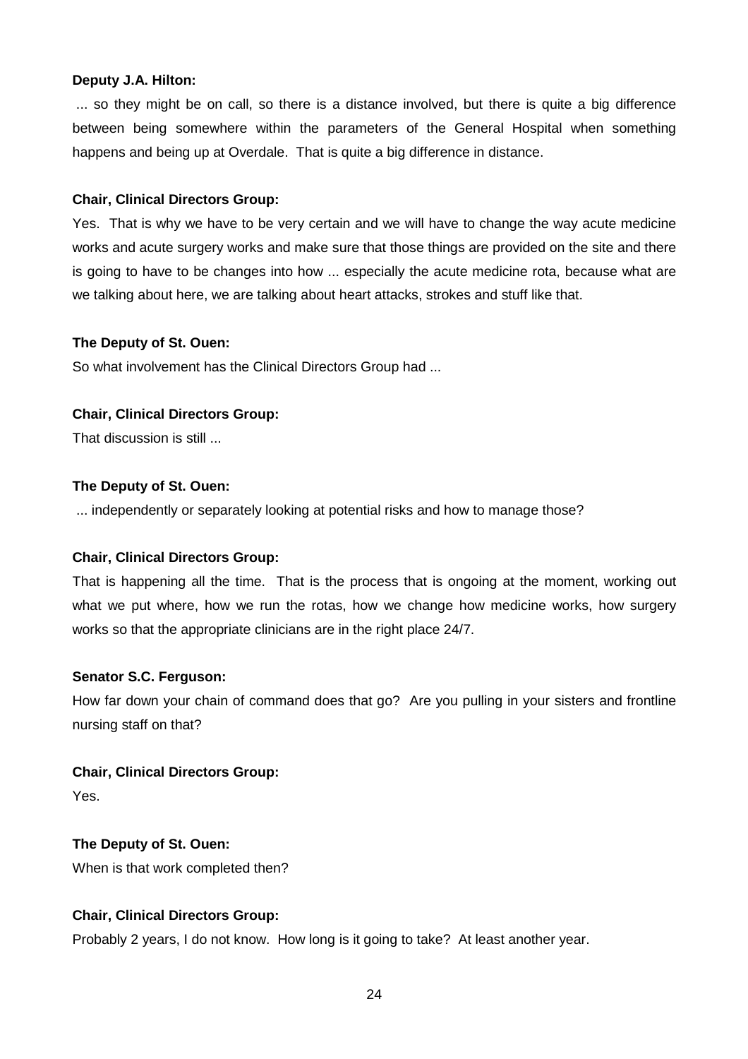**Deputy J.A. Hilton:**

... so they might be on call, so there is a distance involved, but there is quite a big difference between being somewhere within the parameters of the General Hospital when something happens and being up at Overdale. That is quite a big difference in distance.

**Chair, Clinical Directors Group:**

Yes. That is why we have to be very certain and we will have to change the way acute medicine works and acute surgery works and make sure that those things are provided on the site and there is going to have to be changes into how ... especially the acute medicine rota, because what are we talking about here, we are talking about heart attacks, strokes and stuff like that.

**The Deputy of St. Ouen:**

So what involvement has the Clinical Directors Group had ...

**Chair, Clinical Directors Group:**

That discussion is still ...

**The Deputy of St. Ouen:**

... independently or separately looking at potential risks and how to manage those?

**Chair, Clinical Directors Group:**

That is happening all the time. That is the process that is ongoing at the moment, working out what we put where, how we run the rotas, how we change how medicine works, how surgery works so that the appropriate clinicians are in the right place 24/7.

**Senator S.C. Ferguson:**

How far down your chain of command does that go? Are you pulling in your sisters and frontline nursing staff on that?

**Chair, Clinical Directors Group:**

Yes.

**The Deputy of St. Ouen:**

When is that work completed then?

**Chair, Clinical Directors Group:**

Probably 2 years, I do not know. How long is it going to take? At least another year.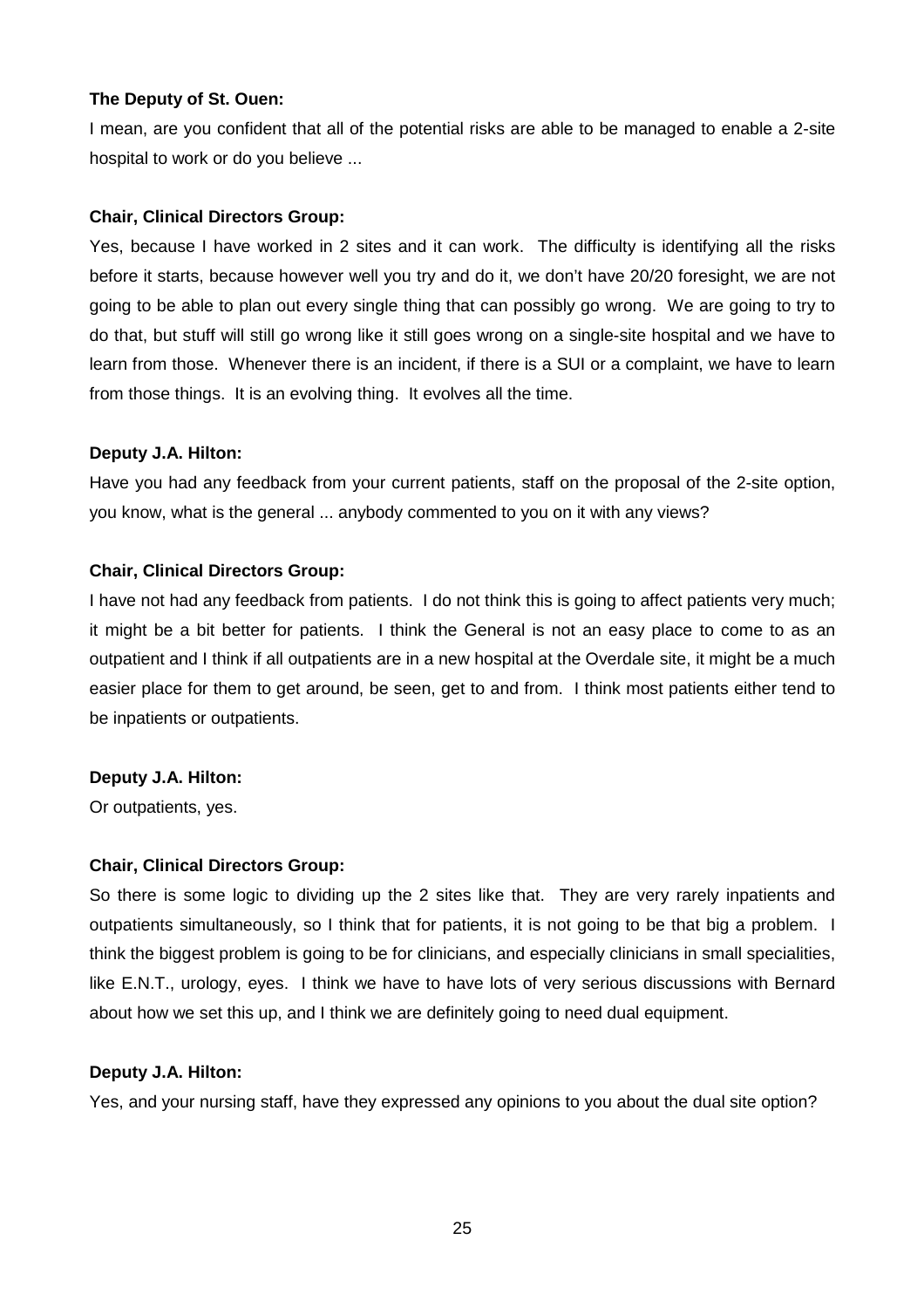**The Deputy of St. Ouen:**

I mean, are you confident that all of the potential risks are able to be managed to enable a 2-site hospital to work or do you believe ...

**Chair, Clinical Directors Group:**

Yes, because I have worked in 2 sites and it can work. The difficulty is identifying all the risks before it starts, because however well you try and do it, we don't have 20/20 foresight, we are not going to be able to plan out every single thing that can possibly go wrong. We are going to try to do that, but stuff will still go wrong like it still goes wrong on a single-site hospital and we have to learn from those. Whenever there is an incident, if there is a SUI or a complaint, we have to learn from those things. It is an evolving thing. It evolves all the time.

**Deputy J.A. Hilton:**

Have you had any feedback from your current patients, staff on the proposal of the 2-site option, you know, what is the general ... anybody commented to you on it with any views?

**Chair, Clinical Directors Group:**

I have not had any feedback from patients. I do not think this is going to affect patients very much; it might be a bit better for patients. I think the General is not an easy place to come to as an outpatient and I think if all outpatients are in a new hospital at the Overdale site, it might be a much easier place for them to get around, be seen, get to and from. I think most patients either tend to be inpatients or outpatients.

**Deputy J.A. Hilton:**

Or outpatients, yes.

**Chair, Clinical Directors Group:**

So there is some logic to dividing up the 2 sites like that. They are very rarely inpatients and outpatients simultaneously, so I think that for patients, it is not going to be that big a problem. I think the biggest problem is going to be for clinicians, and especially clinicians in small specialities, like E.N.T., urology, eyes. I think we have to have lots of very serious discussions with Bernard about how we set this up, and I think we are definitely going to need dual equipment.

**Deputy J.A. Hilton:**

Yes, and your nursing staff, have they expressed any opinions to you about the dual site option?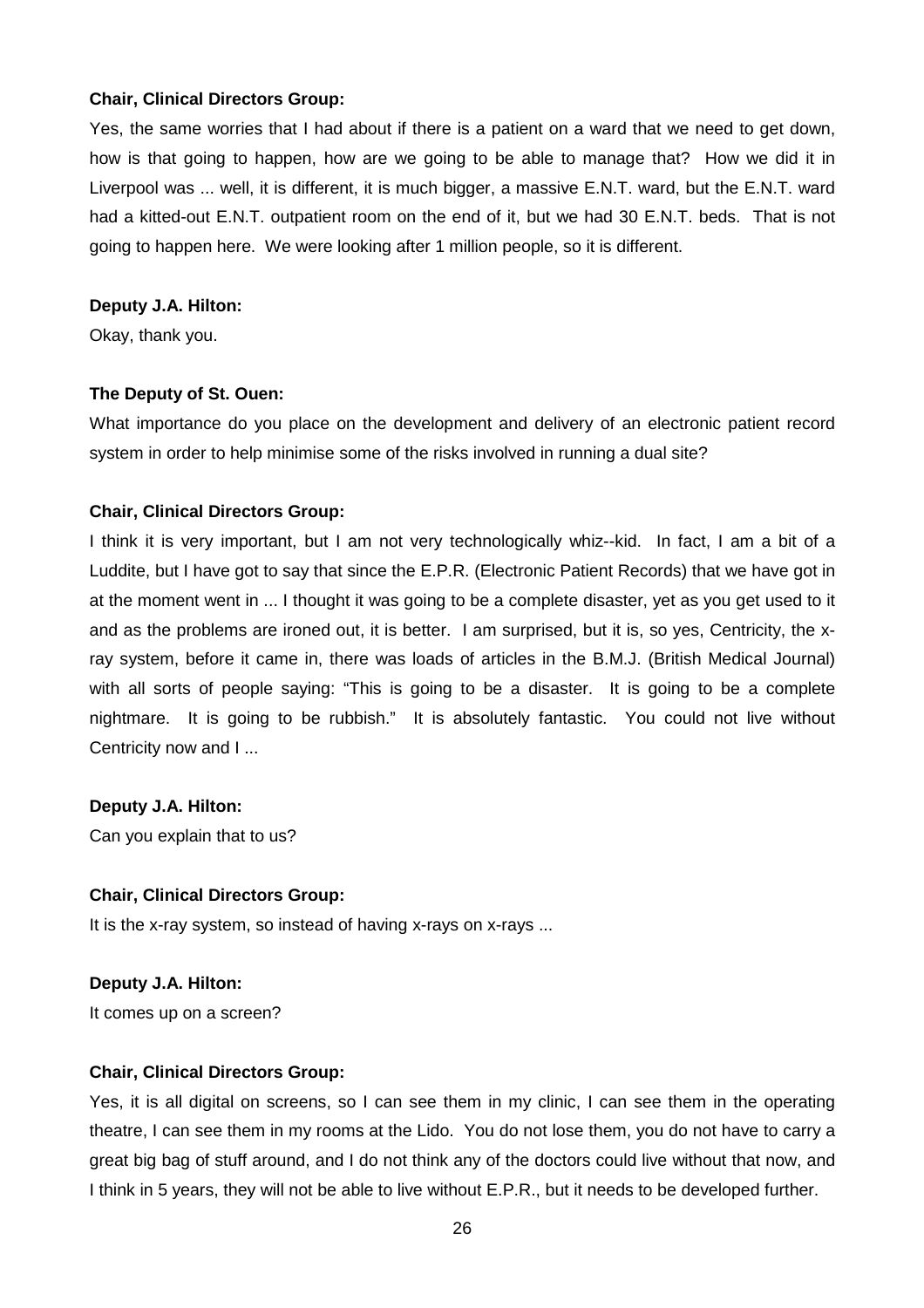**Chair, Clinical Directors Group:**

Yes, the same worries that I had about if there is a patient on a ward that we need to get down, how is that going to happen, how are we going to be able to manage that? How we did it in Liverpool was ... well, it is different, it is much bigger, a massive E.N.T. ward, but the E.N.T. ward had a kitted-out E.N.T. outpatient room on the end of it, but we had 30 E.N.T. beds. That is not going to happen here. We were looking after 1 million people, so it is different.

**Deputy J.A. Hilton:**

Okay, thank you.

**The Deputy of St. Ouen:**

What importance do you place on the development and delivery of an electronic patient record system in order to help minimise some of the risks involved in running a dual site?

**Chair, Clinical Directors Group:**

I think it is very important, but I am not very technologically whiz--kid. In fact, I am a bit of a Luddite, but I have got to say that since the E.P.R. (Electronic Patient Records) that we have got in at the moment went in ... I thought it was going to be a complete disaster, yet as you get used to it and as the problems are ironed out, it is better. I am surprised, but it is, so yes, Centricity, the x-ray system, before it came in, there was loads of articles in the B.M.J. (British Medical Journal) with all sorts of people saying: "This is going to be a disaster. It is going to be a complete nightmare. It is going to be rubbish." It is absolutely fantastic. You could not live without Centricity now and I ...

**Deputy J.A. Hilton:**

Can you explain that to us?

**Chair, Clinical Directors Group:**

It is the x-ray system, so instead of having x-rays on x-rays ...

**Deputy J.A. Hilton:**

It comes up on a screen?

**Chair, Clinical Directors Group:**

Yes, it is all digital on screens, so I can see them in my clinic, I can see them in the operating theatre, I can see them in my rooms at the Lido. You do not lose them, you do not have to carry a great big bag of stuff around, and I do not think any of the doctors could live without that now, and I think in 5 years, they will not be able to live without E.P.R., but it needs to be developed further.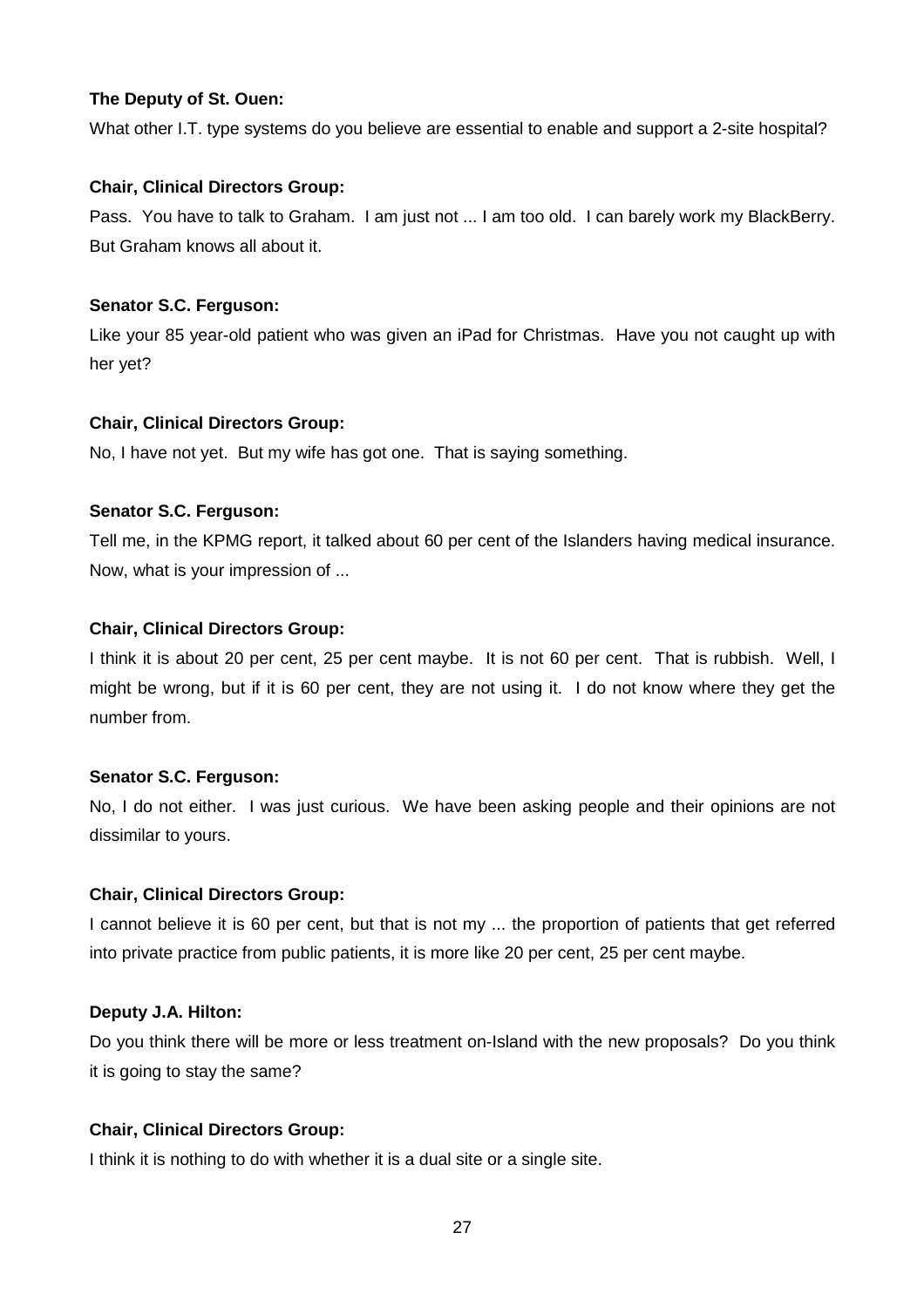**The Deputy of St. Ouen:**

What other I.T. type systems do you believe are essential to enable and support a 2-site hospital?

**Chair, Clinical Directors Group:**

Pass. You have to talk to Graham. I am just not ... I am too old. I can barely work my BlackBerry. But Graham knows all about it.

**Senator S.C. Ferguson:**

Like your 85 year-old patient who was given an iPad for Christmas. Have you not caught up with her yet?

**Chair, Clinical Directors Group:**

No, I have not yet. But my wife has got one. That is saying something.

**Senator S.C. Ferguson:**

Tell me, in the KPMG report, it talked about 60 per cent of the Islanders having medical insurance. Now, what is your impression of ...

**Chair, Clinical Directors Group:**

I think it is about 20 per cent, 25 per cent maybe. It is not 60 per cent. That is rubbish. Well, I might be wrong, but if it is 60 per cent, they are not using it. I do not know where they get the number from.

**Senator S.C. Ferguson:**

No, I do not either. I was just curious. We have been asking people and their opinions are not dissimilar to yours.

**Chair, Clinical Directors Group:**

I cannot believe it is 60 per cent, but that is not my ... the proportion of patients that get referred into private practice from public patients, it is more like 20 per cent, 25 per cent maybe.

**Deputy J.A. Hilton:**

Do you think there will be more or less treatment on-Island with the new proposals? Do you think it is going to stay the same?

**Chair, Clinical Directors Group:**

I think it is nothing to do with whether it is a dual site or a single site.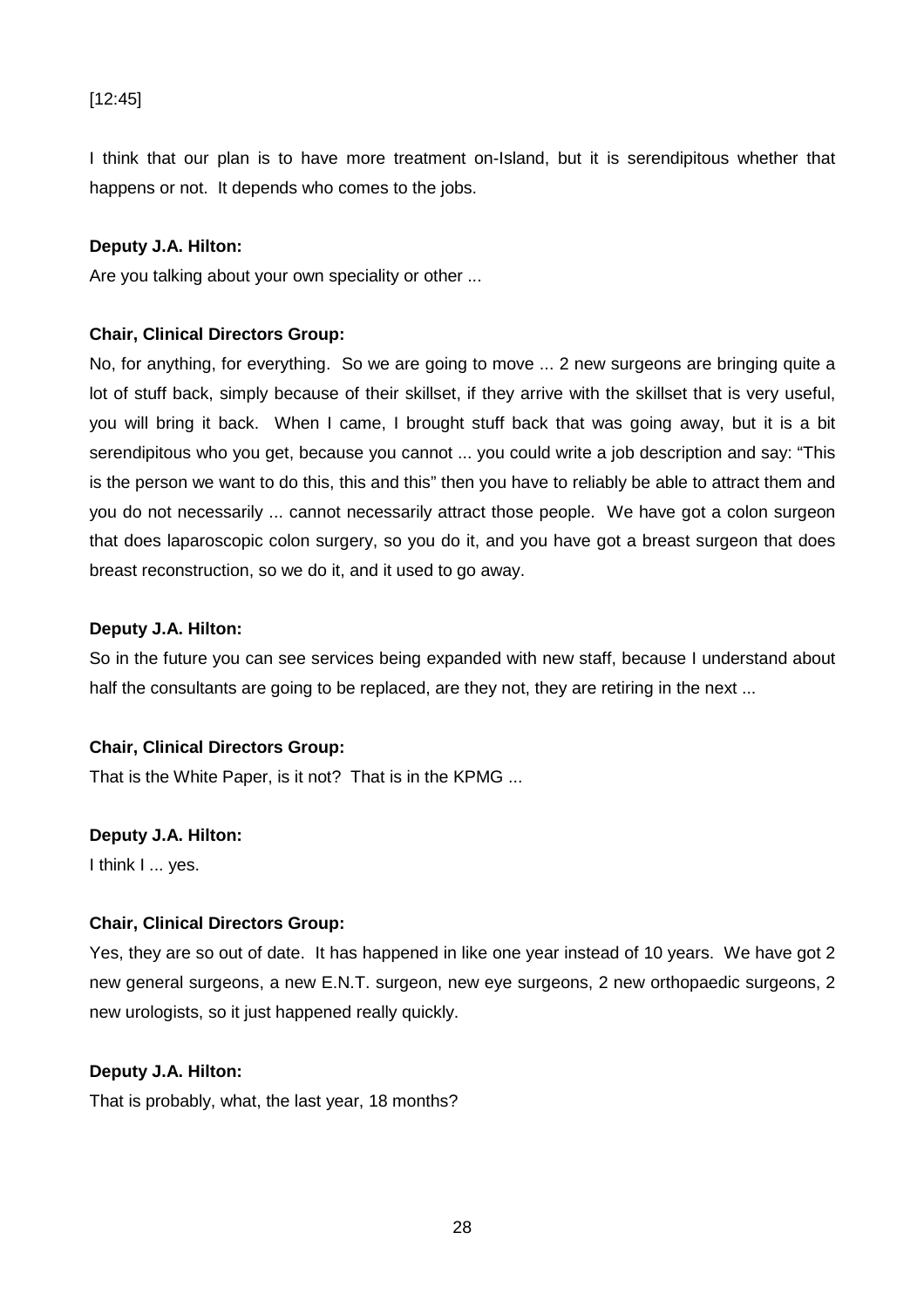[12:45]

I think that our plan is to have more treatment on-Island, but it is serendipitous whether that happens or not. It depends who comes to the jobs.

**Deputy J.A. Hilton:**

Are you talking about your own speciality or other ...

**Chair, Clinical Directors Group:**

No, for anything, for everything. So we are going to move ... 2 new surgeons are bringing quite a lot of stuff back, simply because of their skillset, if they arrive with the skillset that is very useful, you will bring it back. When I came, I brought stuff back that was going away, but it is a bit serendipitous who you get, because you cannot ... you could write a job description and say: "This is the person we want to do this, this and this" then you have to reliably be able to attract them and you do not necessarily ... cannot necessarily attract those people. We have got a colon surgeon that does laparoscopic colon surgery, so you do it, and you have got a breast surgeon that does breast reconstruction, so we do it, and it used to go away.

**Deputy J.A. Hilton:**

So in the future you can see services being expanded with new staff, because I understand about half the consultants are going to be replaced, are they not, they are retiring in the next ...

**Chair, Clinical Directors Group:**

That is the White Paper, is it not? That is in the KPMG ...

**Deputy J.A. Hilton:**

I think I ... yes.

**Chair, Clinical Directors Group:**

Yes, they are so out of date. It has happened in like one year instead of 10 years. We have got 2 new general surgeons, a new E.N.T. surgeon, new eye surgeons, 2 new orthopaedic surgeons, 2 new urologists, so it just happened really quickly.

**Deputy J.A. Hilton:**

That is probably, what, the last year, 18 months?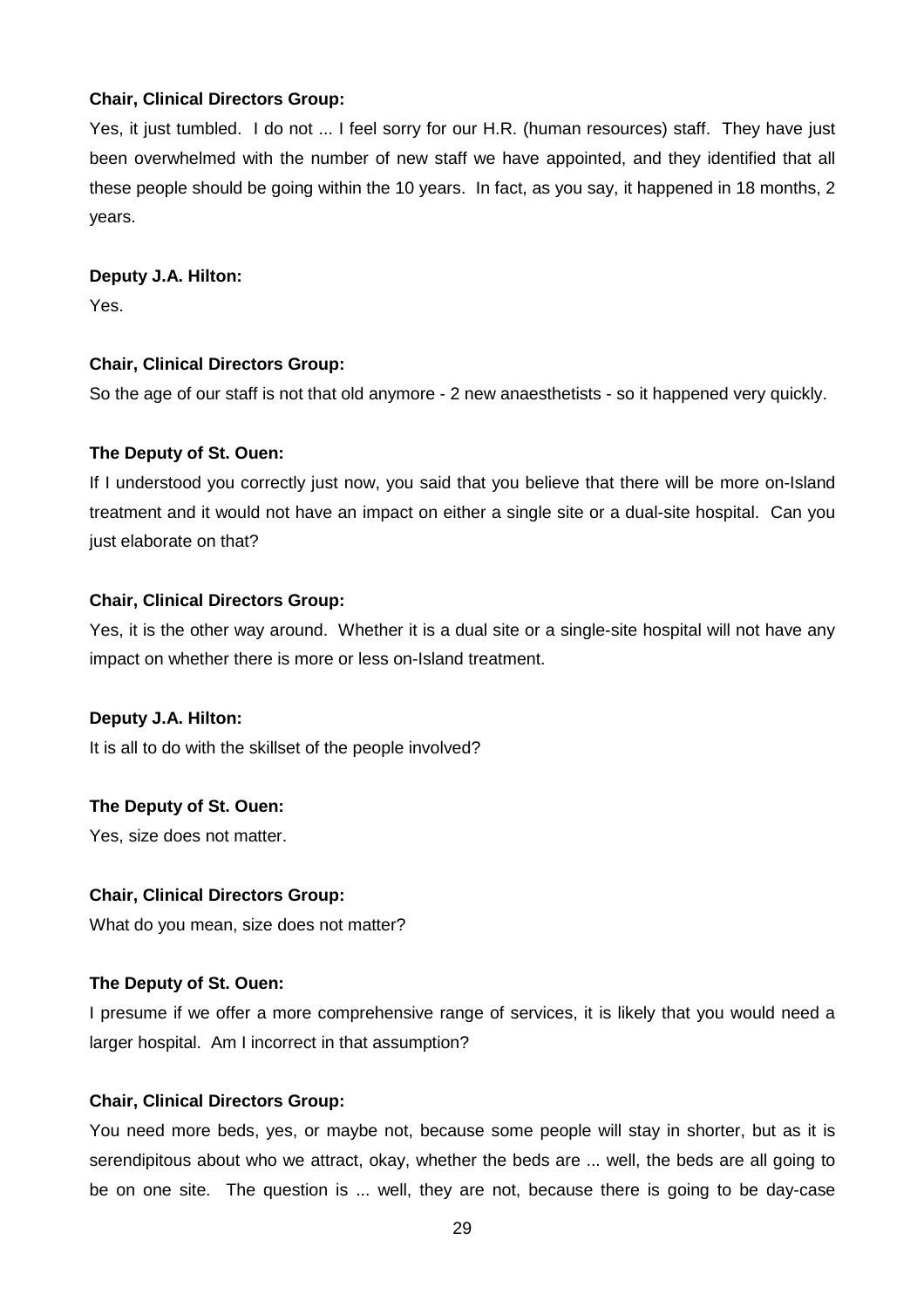**Chair, Clinical Directors Group:**

Yes, it just tumbled. I do not ... I feel sorry for our H.R. (human resources) staff. They have just been overwhelmed with the number of new staff we have appointed, and they identified that all these people should be going within the 10 years. In fact, as you say, it happened in 18 months, 2 years.

**Deputy J.A. Hilton:**

Yes.

**Chair, Clinical Directors Group:**

So the age of our staff is not that old anymore - 2 new anaesthetists - so it happened very quickly.

**The Deputy of St. Ouen:**

If I understood you correctly just now, you said that you believe that there will be more on-Island treatment and it would not have an impact on either a single site or a dual-site hospital. Can you just elaborate on that?

**Chair, Clinical Directors Group:**

Yes, it is the other way around. Whether it is a dual site or a single-site hospital will not have any impact on whether there is more or less on-Island treatment.

**Deputy J.A. Hilton:**

It is all to do with the skillset of the people involved?

**The Deputy of St. Ouen:**

Yes, size does not matter.

**Chair, Clinical Directors Group:**

What do you mean, size does not matter?

**The Deputy of St. Ouen:**

I presume if we offer a more comprehensive range of services, it is likely that you would need a larger hospital. Am I incorrect in that assumption?

**Chair, Clinical Directors Group:**

You need more beds, yes, or maybe not, because some people will stay in shorter, but as it is serendipitous about who we attract, okay, whether the beds are ... well, the beds are all going to be on one site. The question is ... well, they are not, because there is going to be day-case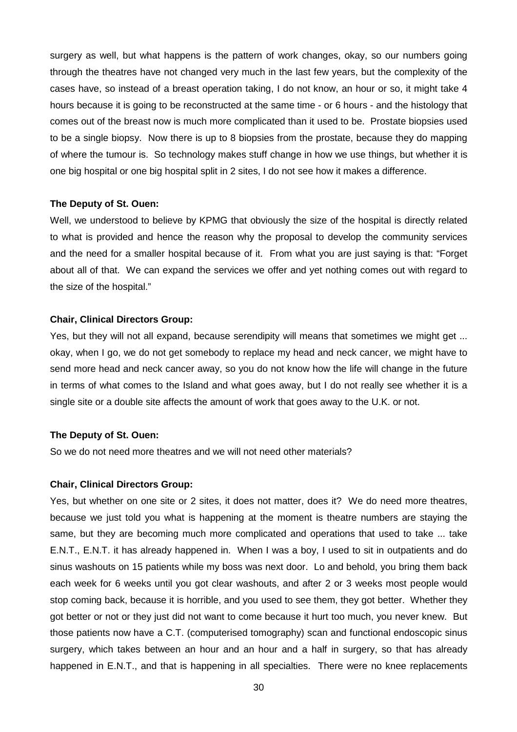surgery as well, but what happens is the pattern of work changes, okay, so our numbers going through the theatres have not changed very much in the last few years, but the complexity of the cases have, so instead of a breast operation taking, I do not know, an hour or so, it might take 4 hours because it is going to be reconstructed at the same time - or 6 hours - and the histology that comes out of the breast now is much more complicated than it used to be. Prostate biopsies used to be a single biopsy. Now there is up to 8 biopsies from the prostate, because they do mapping of where the tumour is. So technology makes stuff change in how we use things, but whether it is one big hospital or one big hospital split in 2 sites, I do not see how it makes a difference.

**The Deputy of St. Ouen:**

Well, we understood to believe by KPMG that obviously the size of the hospital is directly related to what is provided and hence the reason why the proposal to develop the community services and the need for a smaller hospital because of it. From what you are just saying is that: "Forget about all of that. We can expand the services we offer and yet nothing comes out with regard to the size of the hospital."

**Chair, Clinical Directors Group:**

Yes, but they will not all expand, because serendipity will means that sometimes we might get ... okay, when I go, we do not get somebody to replace my head and neck cancer, we might have to send more head and neck cancer away, so you do not know how the life will change in the future in terms of what comes to the Island and what goes away, but I do not really see whether it is a single site or a double site affects the amount of work that goes away to the U.K. or not.

**The Deputy of St. Ouen:**

So we do not need more theatres and we will not need other materials?

**Chair, Clinical Directors Group:**

Yes, but whether on one site or 2 sites, it does not matter, does it? We do need more theatres, because we just told you what is happening at the moment is theatre numbers are staying the same, but they are becoming much more complicated and operations that used to take ... take E.N.T., E.N.T. it has already happened in. When I was a boy, I used to sit in outpatients and do sinus washouts on 15 patients while my boss was next door. Lo and behold, you bring them back each week for 6 weeks until you got clear washouts, and after 2 or 3 weeks most people would stop coming back, because it is horrible, and you used to see them, they got better. Whether they got better or not or they just did not want to come because it hurt too much, you never knew. But those patients now have a C.T. (computerised tomography) scan and functional endoscopic sinus surgery, which takes between an hour and an hour and a half in surgery, so that has already happened in E.N.T., and that is happening in all specialties. There were no knee replacements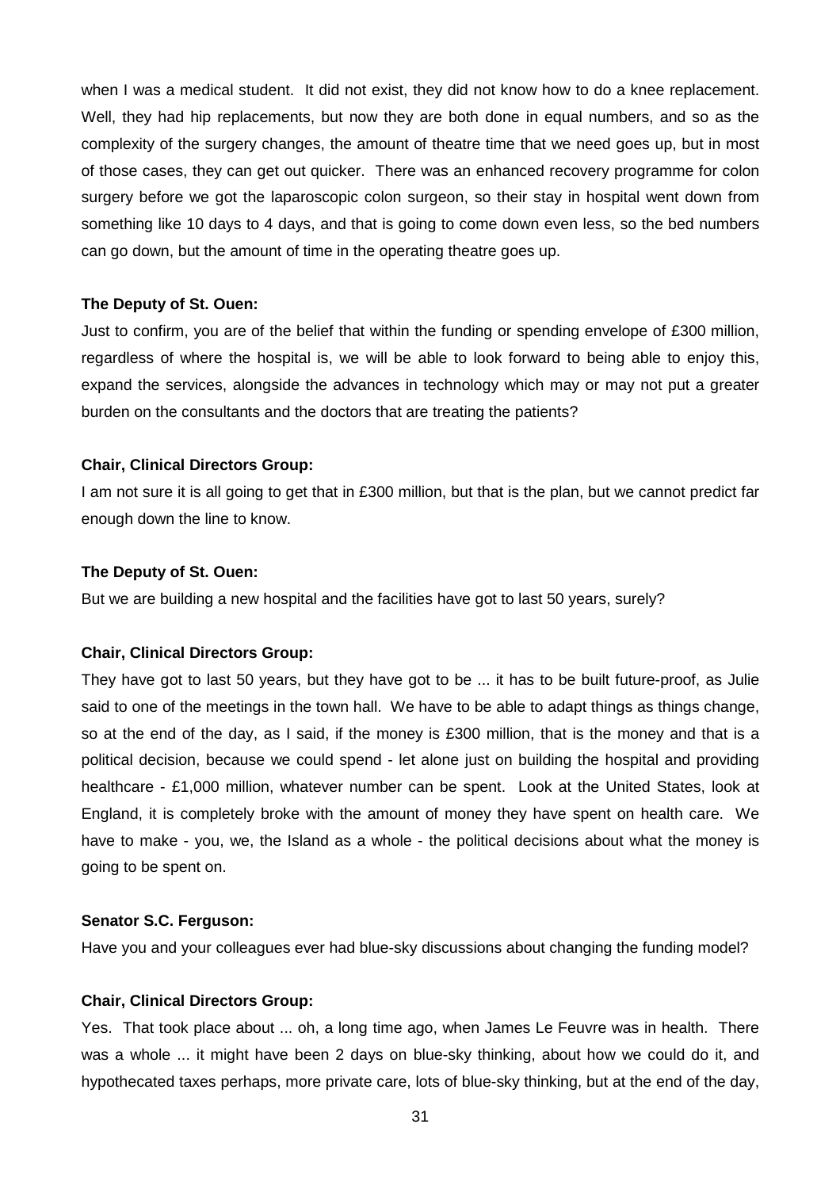when I was a medical student. It did not exist, they did not know how to do a knee replacement. Well, they had hip replacements, but now they are both done in equal numbers, and so as the complexity of the surgery changes, the amount of theatre time that we need goes up, but in most of those cases, they can get out quicker. There was an enhanced recovery programme for colon surgery before we got the laparoscopic colon surgeon, so their stay in hospital went down from something like 10 days to 4 days, and that is going to come down even less, so the bed numbers can go down, but the amount of time in the operating theatre goes up.

**The Deputy of St. Ouen:**

Just to confirm, you are of the belief that within the funding or spending envelope of £300 million, regardless of where the hospital is, we will be able to look forward to being able to enjoy this, expand the services, alongside the advances in technology which may or may not put a greater burden on the consultants and the doctors that are treating the patients?

**Chair, Clinical Directors Group:**

I am not sure it is all going to get that in £300 million, but that is the plan, but we cannot predict far enough down the line to know.

**The Deputy of St. Ouen:**

But we are building a new hospital and the facilities have got to last 50 years, surely?

**Chair, Clinical Directors Group:**

They have got to last 50 years, but they have got to be ... it has to be built future-proof, as Julie said to one of the meetings in the town hall. We have to be able to adapt things as things change, so at the end of the day, as I said, if the money is £300 million, that is the money and that is a political decision, because we could spend - let alone just on building the hospital and providing healthcare - £1,000 million, whatever number can be spent. Look at the United States, look at England, it is completely broke with the amount of money they have spent on health care. We have to make - you, we, the Island as a whole - the political decisions about what the money is going to be spent on.

**Senator S.C. Ferguson:**

Have you and your colleagues ever had blue-sky discussions about changing the funding model?

**Chair, Clinical Directors Group:**

Yes. That took place about ... oh, a long time ago, when James Le Feuvre was in health. There was a whole ... it might have been 2 days on blue-sky thinking, about how we could do it, and hypothecated taxes perhaps, more private care, lots of blue-sky thinking, but at the end of the day,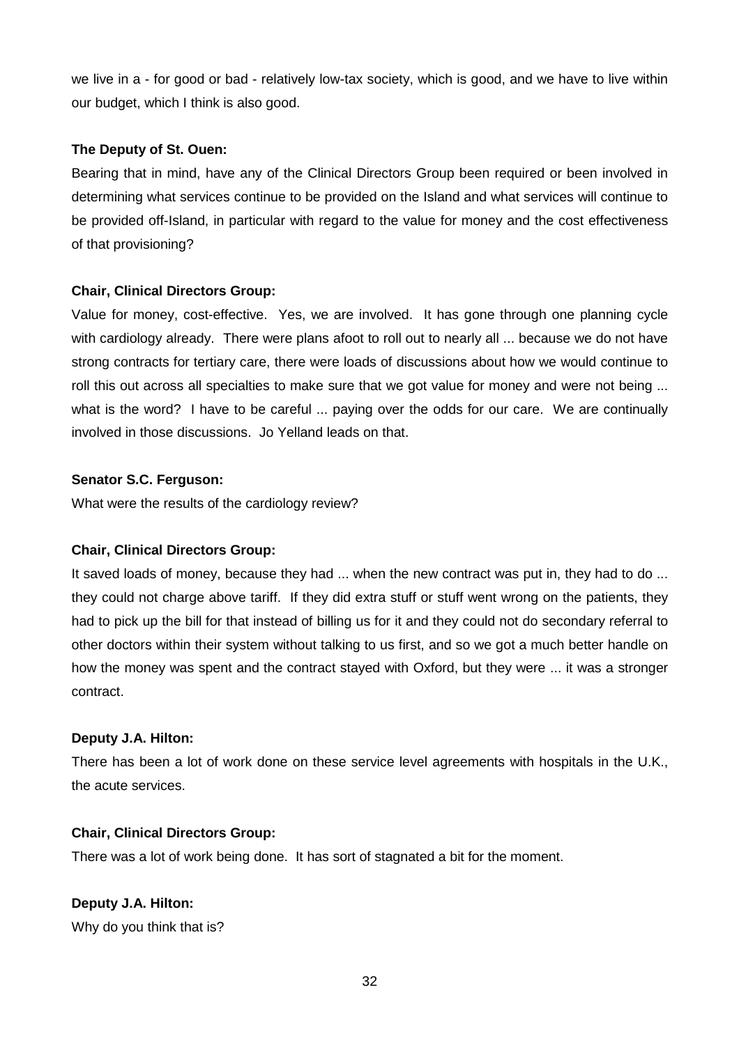we live in a - for good or bad - relatively low-tax society, which is good, and we have to live within our budget, which I think is also good.

**The Deputy of St. Ouen:**

Bearing that in mind, have any of the Clinical Directors Group been required or been involved in determining what services continue to be provided on the Island and what services will continue to be provided off-Island, in particular with regard to the value for money and the cost effectiveness of that provisioning?

**Chair, Clinical Directors Group:**

Value for money, cost-effective. Yes, we are involved. It has gone through one planning cycle with cardiology already. There were plans afoot to roll out to nearly all ... because we do not have strong contracts for tertiary care, there were loads of discussions about how we would continue to roll this out across all specialties to make sure that we got value for money and were not being ... what is the word? I have to be careful ... paying over the odds for our care. We are continually involved in those discussions. Jo Yelland leads on that.

**Senator S.C. Ferguson:**

What were the results of the cardiology review?

**Chair, Clinical Directors Group:**

It saved loads of money, because they had ... when the new contract was put in, they had to do ... they could not charge above tariff. If they did extra stuff or stuff went wrong on the patients, they had to pick up the bill for that instead of billing us for it and they could not do secondary referral to other doctors within their system without talking to us first, and so we got a much better handle on how the money was spent and the contract stayed with Oxford, but they were ... it was a stronger contract.

**Deputy J.A. Hilton:**

There has been a lot of work done on these service level agreements with hospitals in the U.K., the acute services.

**Chair, Clinical Directors Group:**

There was a lot of work being done. It has sort of stagnated a bit for the moment.

**Deputy J.A. Hilton:**

Why do you think that is?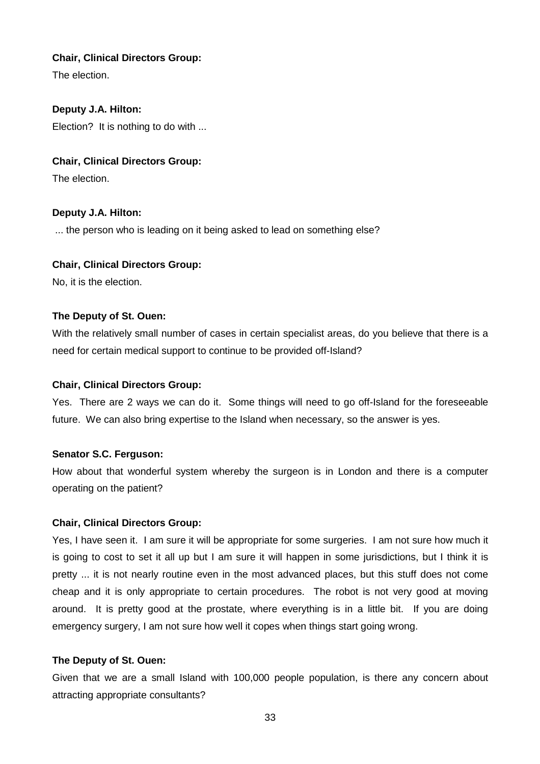**Chair, Clinical Directors Group:**

The election.

**Deputy J.A. Hilton:**

Election? It is nothing to do with ...

**Chair, Clinical Directors Group:**

The election.

**Deputy J.A. Hilton:**

... the person who is leading on it being asked to lead on something else?

**Chair, Clinical Directors Group:**

No, it is the election.

**The Deputy of St. Ouen:**

With the relatively small number of cases in certain specialist areas, do you believe that there is a need for certain medical support to continue to be provided off-Island?

**Chair, Clinical Directors Group:**

Yes. There are 2 ways we can do it. Some things will need to go off-Island for the foreseeable future. We can also bring expertise to the Island when necessary, so the answer is yes.

**Senator S.C. Ferguson:**

How about that wonderful system whereby the surgeon is in London and there is a computer operating on the patient?

**Chair, Clinical Directors Group:**

Yes, I have seen it. I am sure it will be appropriate for some surgeries. I am not sure how much it is going to cost to set it all up but I am sure it will happen in some jurisdictions, but I think it is pretty ... it is not nearly routine even in the most advanced places, but this stuff does not come cheap and it is only appropriate to certain procedures. The robot is not very good at moving around. It is pretty good at the prostate, where everything is in a little bit. If you are doing emergency surgery, I am not sure how well it copes when things start going wrong.

**The Deputy of St. Ouen:**

Given that we are a small Island with 100,000 people population, is there any concern about attracting appropriate consultants?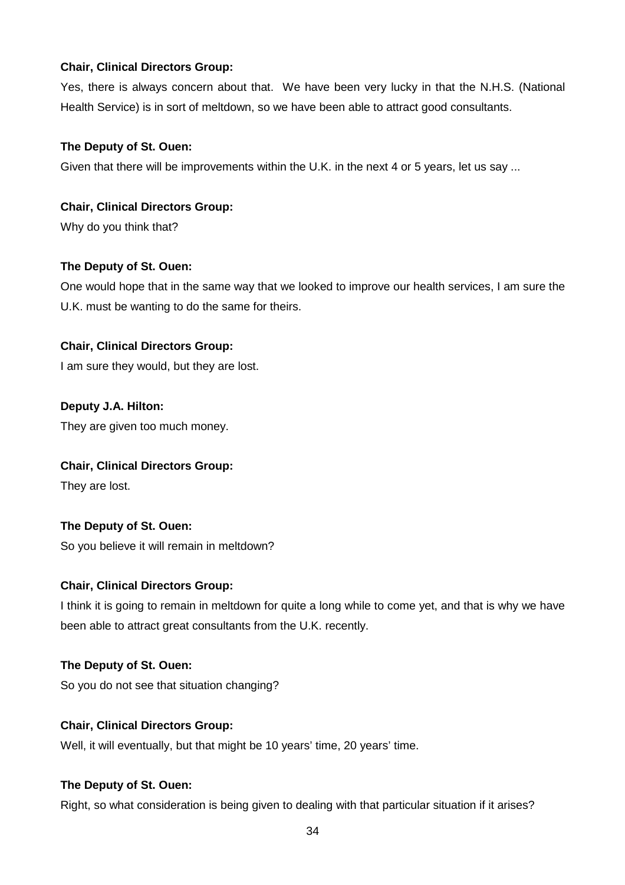**Chair, Clinical Directors Group:**

Yes, there is always concern about that. We have been very lucky in that the N.H.S. (National Health Service) is in sort of meltdown, so we have been able to attract good consultants.

**The Deputy of St. Ouen:**

Given that there will be improvements within the U.K. in the next 4 or 5 years, let us say ...

**Chair, Clinical Directors Group:**

Why do you think that?

**The Deputy of St. Ouen:**

One would hope that in the same way that we looked to improve our health services, I am sure the U.K. must be wanting to do the same for theirs.

**Chair, Clinical Directors Group:**

I am sure they would, but they are lost.

**Deputy J.A. Hilton:**

They are given too much money.

**Chair, Clinical Directors Group:**

They are lost.

**The Deputy of St. Ouen:**

So you believe it will remain in meltdown?

**Chair, Clinical Directors Group:**

I think it is going to remain in meltdown for quite a long while to come yet, and that is why we have been able to attract great consultants from the U.K. recently.

**The Deputy of St. Ouen:**

So you do not see that situation changing?

**Chair, Clinical Directors Group:**

Well, it will eventually, but that might be 10 years' time, 20 years' time.

**The Deputy of St. Ouen:**

Right, so what consideration is being given to dealing with that particular situation if it arises?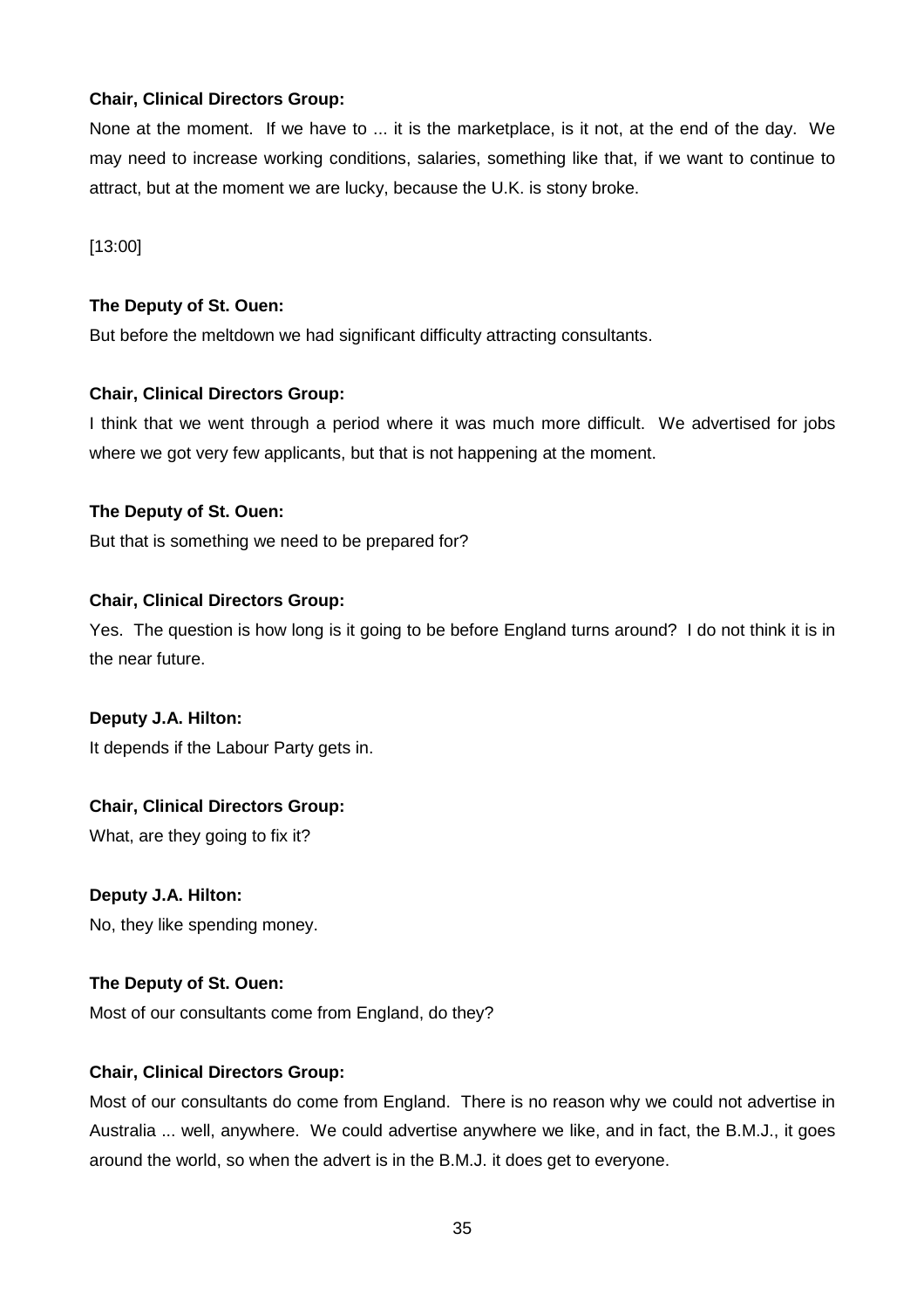**Chair, Clinical Directors Group:**

None at the moment. If we have to ... it is the marketplace, is it not, at the end of the day. We may need to increase working conditions, salaries, something like that, if we want to continue to attract, but at the moment we are lucky, because the U.K. is stony broke.

[13:00]

**The Deputy of St. Ouen:**

But before the meltdown we had significant difficulty attracting consultants.

**Chair, Clinical Directors Group:**

I think that we went through a period where it was much more difficult. We advertised for jobs where we got very few applicants, but that is not happening at the moment.

**The Deputy of St. Ouen:**

But that is something we need to be prepared for?

**Chair, Clinical Directors Group:**

Yes. The question is how long is it going to be before England turns around? I do not think it is in the near future.

**Deputy J.A. Hilton:**

It depends if the Labour Party gets in.

**Chair, Clinical Directors Group:**

What, are they going to fix it?

**Deputy J.A. Hilton:**

No, they like spending money.

**The Deputy of St. Ouen:**

Most of our consultants come from England, do they?

**Chair, Clinical Directors Group:**

Most of our consultants do come from England. There is no reason why we could not advertise in Australia ... well, anywhere. We could advertise anywhere we like, and in fact, the B.M.J., it goes around the world, so when the advert is in the B.M.J. it does get to everyone.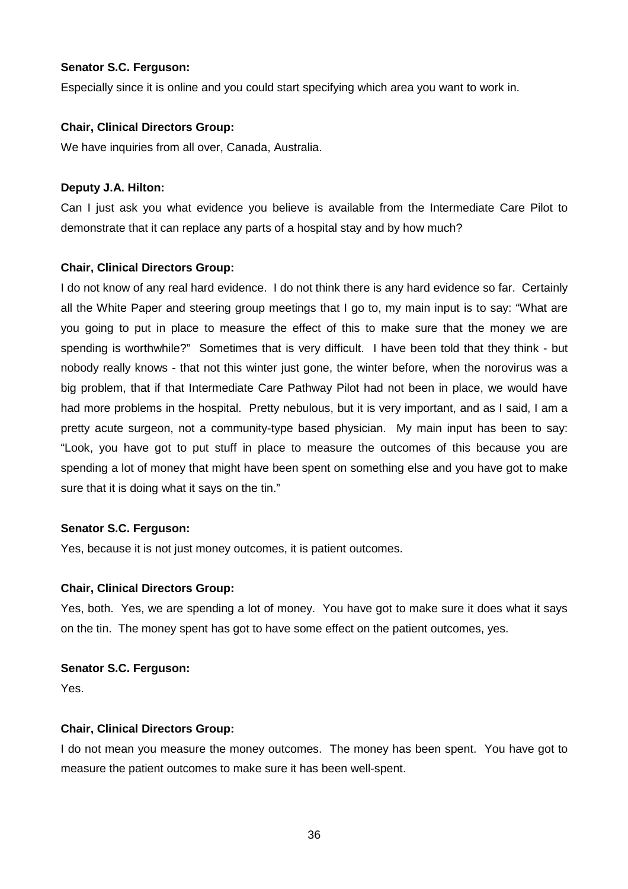**Senator S.C. Ferguson:**

Especially since it is online and you could start specifying which area you want to work in.

**Chair, Clinical Directors Group:**

We have inquiries from all over, Canada, Australia.

**Deputy J.A. Hilton:**

Can I just ask you what evidence you believe is available from the Intermediate Care Pilot to demonstrate that it can replace any parts of a hospital stay and by how much?

**Chair, Clinical Directors Group:**

I do not know of any real hard evidence. I do not think there is any hard evidence so far. Certainly all the White Paper and steering group meetings that I go to, my main input is to say: "What are you going to put in place to measure the effect of this to make sure that the money we are spending is worthwhile?" Sometimes that is very difficult. I have been told that they think - but nobody really knows - that not this winter just gone, the winter before, when the norovirus was a big problem, that if that Intermediate Care Pathway Pilot had not been in place, we would have had more problems in the hospital. Pretty nebulous, but it is very important, and as I said, I am a pretty acute surgeon, not a community-type based physician. My main input has been to say: "Look, you have got to put stuff in place to measure the outcomes of this because you are spending a lot of money that might have been spent on something else and you have got to make sure that it is doing what it says on the tin."

**Senator S.C. Ferguson:**

Yes, because it is not just money outcomes, it is patient outcomes.

**Chair, Clinical Directors Group:**

Yes, both. Yes, we are spending a lot of money. You have got to make sure it does what it says on the tin. The money spent has got to have some effect on the patient outcomes, yes.

**Senator S.C. Ferguson:**

Yes.

**Chair, Clinical Directors Group:**

I do not mean you measure the money outcomes. The money has been spent. You have got to measure the patient outcomes to make sure it has been well-spent.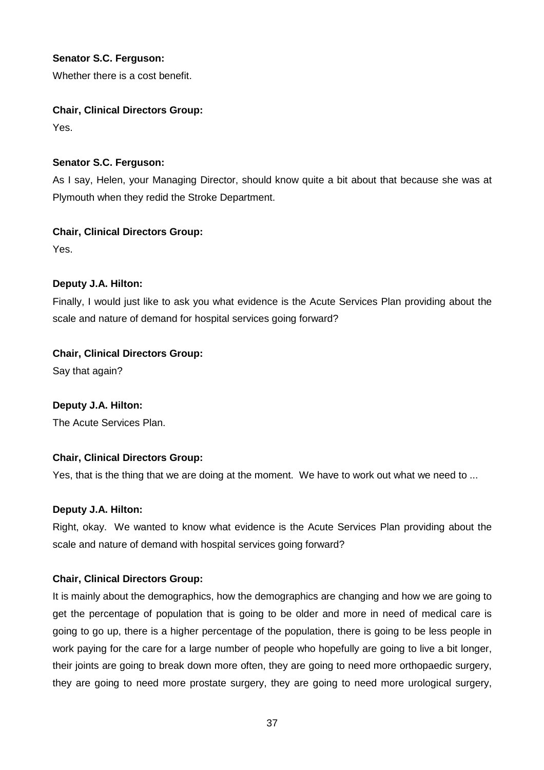**Senator S.C. Ferguson:**

Whether there is a cost benefit.

**Chair, Clinical Directors Group:**

Yes.

**Senator S.C. Ferguson:**

As I say, Helen, your Managing Director, should know quite a bit about that because she was at Plymouth when they redid the Stroke Department.

**Chair, Clinical Directors Group:**

Yes.

**Deputy J.A. Hilton:**

Finally, I would just like to ask you what evidence is the Acute Services Plan providing about the scale and nature of demand for hospital services going forward?

**Chair, Clinical Directors Group:**

Say that again?

**Deputy J.A. Hilton:**

The Acute Services Plan.

**Chair, Clinical Directors Group:**

Yes, that is the thing that we are doing at the moment. We have to work out what we need to ...

**Deputy J.A. Hilton:**

Right, okay. We wanted to know what evidence is the Acute Services Plan providing about the scale and nature of demand with hospital services going forward?

**Chair, Clinical Directors Group:**

It is mainly about the demographics, how the demographics are changing and how we are going to get the percentage of population that is going to be older and more in need of medical care is going to go up, there is a higher percentage of the population, there is going to be less people in work paying for the care for a large number of people who hopefully are going to live a bit longer, their joints are going to break down more often, they are going to need more orthopaedic surgery, they are going to need more prostate surgery, they are going to need more urological surgery,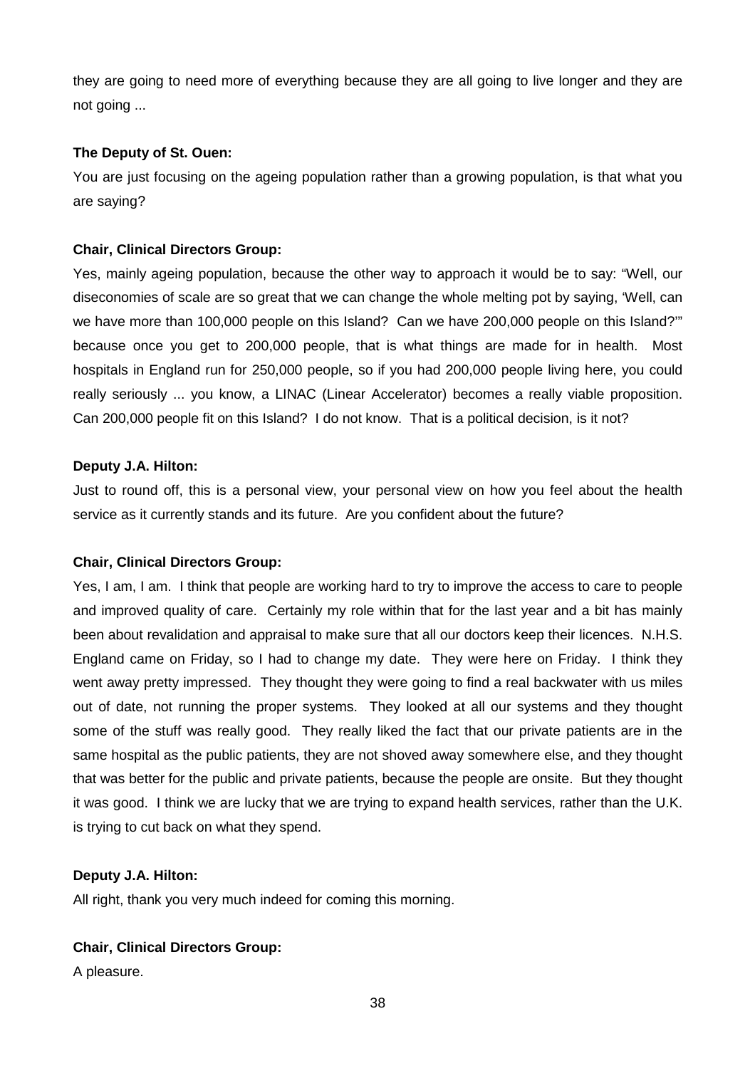they are going to need more of everything because they are all going to live longer and they are not going ...

**The Deputy of St. Ouen:**

You are just focusing on the ageing population rather than a growing population, is that what you are saying?

**Chair, Clinical Directors Group:**

Yes, mainly ageing population, because the other way to approach it would be to say: "Well, our diseconomies of scale are so great that we can change the whole melting pot by saying, 'Well, can we have more than 100,000 people on this Island? Can we have 200,000 people on this Island?'" because once you get to 200,000 people, that is what things are made for in health. Most hospitals in England run for 250,000 people, so if you had 200,000 people living here, you could really seriously ... you know, a LINAC (Linear Accelerator) becomes a really viable proposition. Can 200,000 people fit on this Island? I do not know. That is a political decision, is it not?

**Deputy J.A. Hilton:**

Just to round off, this is a personal view, your personal view on how you feel about the health service as it currently stands and its future. Are you confident about the future?

**Chair, Clinical Directors Group:**

Yes, I am, I am. I think that people are working hard to try to improve the access to care to people and improved quality of care. Certainly my role within that for the last year and a bit has mainly been about revalidation and appraisal to make sure that all our doctors keep their licences. N.H.S. England came on Friday, so I had to change my date. They were here on Friday. I think they went away pretty impressed. They thought they were going to find a real backwater with us miles out of date, not running the proper systems. They looked at all our systems and they thought some of the stuff was really good. They really liked the fact that our private patients are in the same hospital as the public patients, they are not shoved away somewhere else, and they thought that was better for the public and private patients, because the people are onsite. But they thought it was good. I think we are lucky that we are trying to expand health services, rather than the U.K. is trying to cut back on what they spend.

**Deputy J.A. Hilton:**

All right, thank you very much indeed for coming this morning.

**Chair, Clinical Directors Group:**

A pleasure.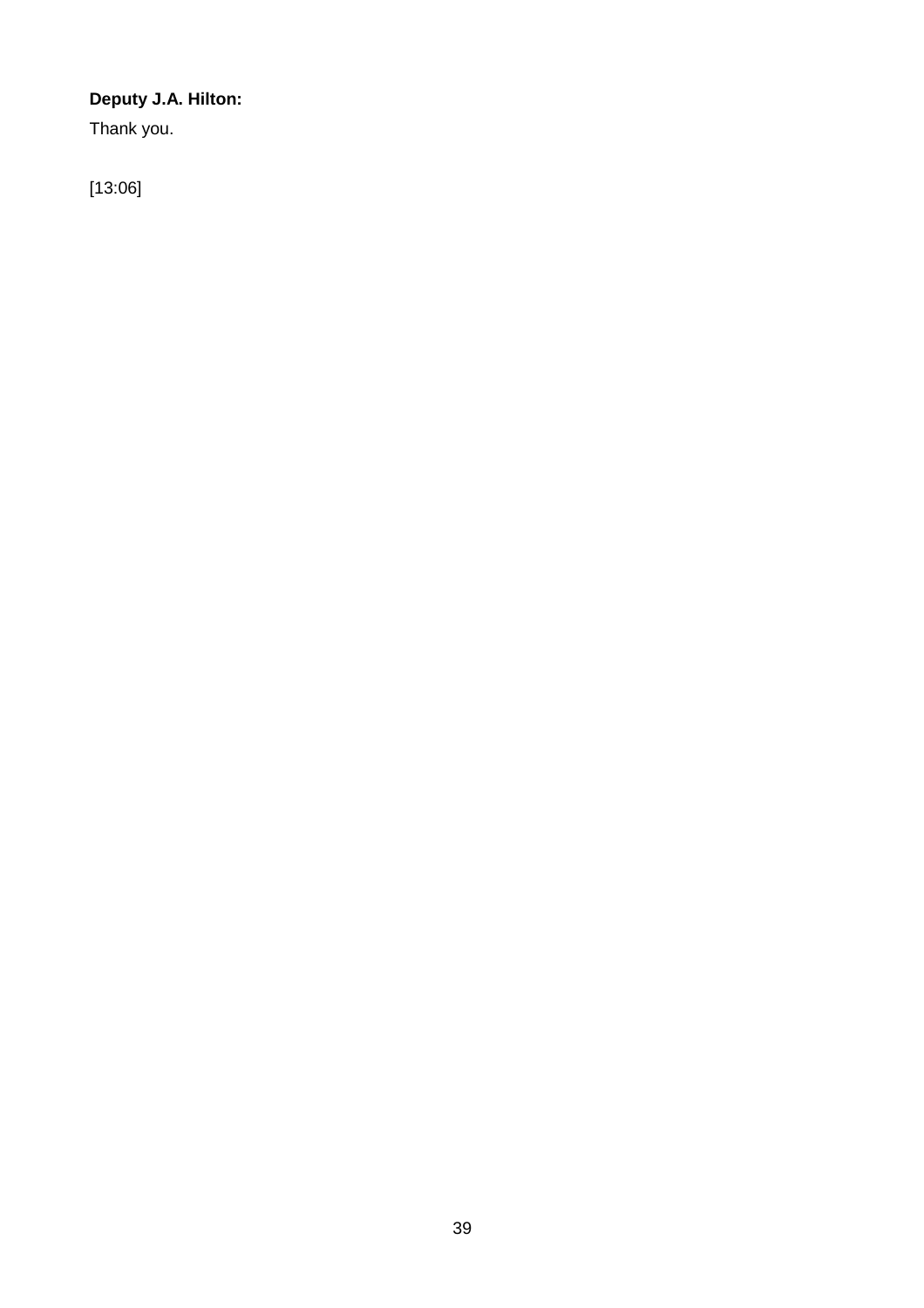**Deputy J.A. Hilton:**

Thank you.

[13:06]